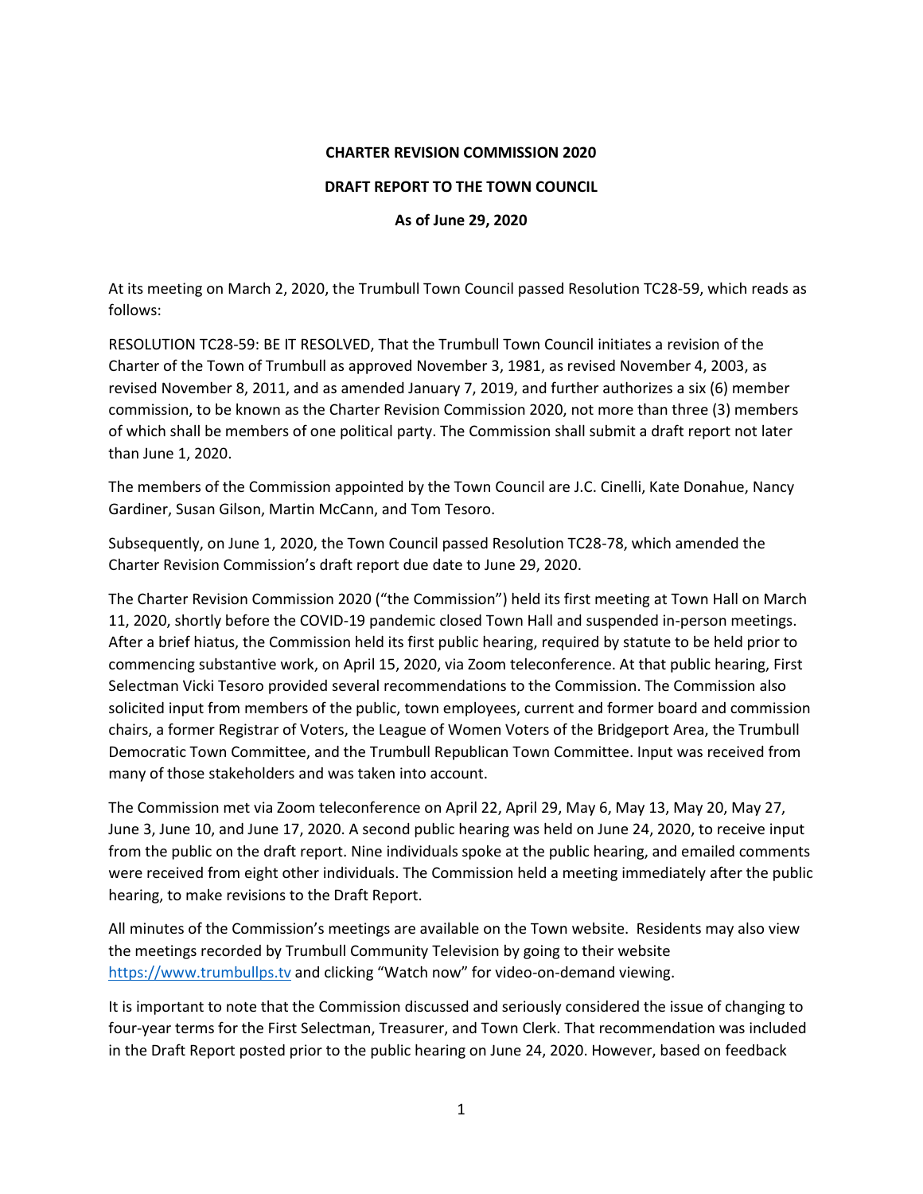**CHARTER REVISION COMMISSION 2020**

**DRAFT REPORT TO THE TOWN COUNCIL**

**As of June 29, 2020**

At its meeting on March 2, 2020, the Trumbull Town Council passed Resolution TC28-59, which reads as follows:

RESOLUTION TC28-59: BE IT RESOLVED, That the Trumbull Town Council initiates a revision of the Charter of the Town of Trumbull as approved November 3, 1981, as revised November 4, 2003, as revised November 8, 2011, and as amended January 7, 2019, and further authorizes a six (6) member commission, to be known as the Charter Revision Commission 2020, not more than three (3) members of which shall be members of one political party. The Commission shall submit a draft report not later than June 1, 2020.

The members of the Commission appointed by the Town Council are J.C. Cinelli, Kate Donahue, Nancy Gardiner, Susan Gilson, Martin McCann, and Tom Tesoro.

Subsequently, on June 1, 2020, the Town Council passed Resolution TC28-78, which amended the Charter Revision Commission's draft report due date to June 29, 2020.

The Charter Revision Commission 2020 ("the Commission") held its first meeting at Town Hall on March 11, 2020, shortly before the COVID-19 pandemic closed Town Hall and suspended in-person meetings. After a brief hiatus, the Commission held its first public hearing, required by statute to be held prior to commencing substantive work, on April 15, 2020, via Zoom teleconference. At that public hearing, First Selectman Vicki Tesoro provided several recommendations to the Commission. The Commission also solicited input from members of the public, town employees, current and former board and commission chairs, a former Registrar of Voters, the League of Women Voters of the Bridgeport Area, the Trumbull Democratic Town Committee, and the Trumbull Republican Town Committee. Input was received from many of those stakeholders and was taken into account.

The Commission met via Zoom teleconference on April 22, April 29, May 6, May 13, May 20, May 27, June 3, June 10, and June 17, 2020. A second public hearing was held on June 24, 2020, to receive input from the public on the draft report. Nine individuals spoke at the public hearing, and emailed comments were received from eight other individuals. The Commission held a meeting immediately after the public hearing, to make revisions to the Draft Report.

All minutes of the Commission's meetings are available on the Town website. Residents may also view the meetings recorded by Trumbull Community Television by going to their website https://www.trumbullps.tv and clicking "Watch now" for video-on-demand viewing.

It is important to note that the Commission discussed and seriously considered the issue of changing to four-year terms for the First Selectman, Treasurer, and Town Clerk. That recommendation was included in the Draft Report posted prior to the public hearing on June 24, 2020. However, based on feedback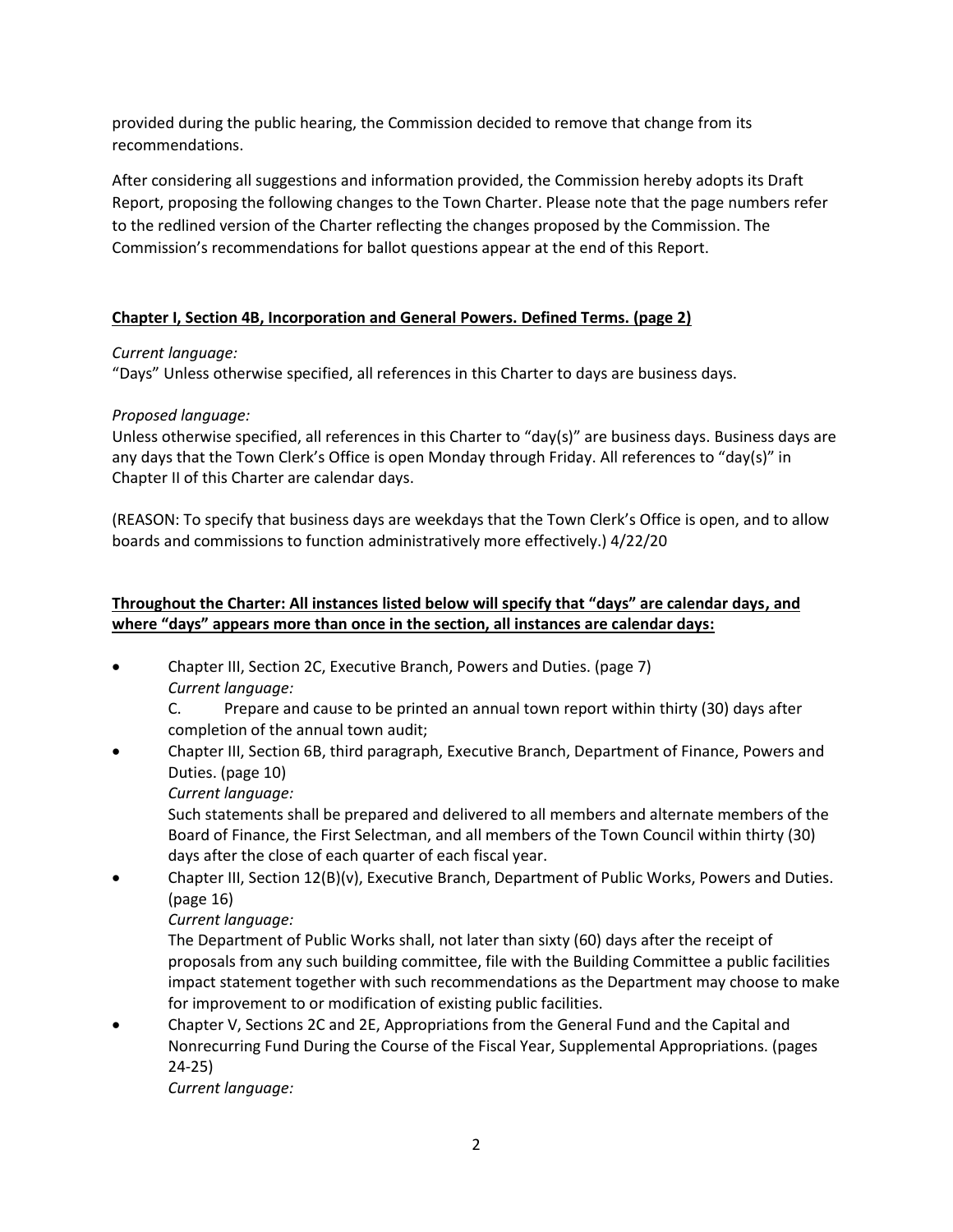provided during the public hearing, the Commission decided to remove that change from its recommendations.

After considering all suggestions and information provided, the Commission hereby adopts its Draft Report, proposing the following changes to the Town Charter. Please note that the page numbers refer to the redlined version of the Charter reflecting the changes proposed by the Commission. The Commission's recommendations for ballot questions appear at the end of this Report.

**Chapter I, Section 4B, Incorporation and General Powers. Defined Terms. (page 2)**

*Current language:*
"Days" Unless otherwise specified, all references in this Charter to days are business days.

*Proposed language:*
Unless otherwise specified, all references in this Charter to "day(s)" are business days. Business days are any days that the Town Clerk's Office is open Monday through Friday. All references to "day(s)" in Chapter II of this Charter are calendar days.

(REASON: To specify that business days are weekdays that the Town Clerk's Office is open, and to allow boards and commissions to function administratively more effectively.) 4/22/20

**Throughout the Charter: All instances listed below will specify that "days" are calendar days, and where "days" appears more than once in the section, all instances are calendar days:**

- Chapter III, Section 2C, Executive Branch, Powers and Duties. (page 7)
  *Current language:*
  C. Prepare and cause to be printed an annual town report within thirty (30) days after completion of the annual town audit;
- Chapter III, Section 6B, third paragraph, Executive Branch, Department of Finance, Powers and Duties. (page 10)
  *Current language:*
  Such statements shall be prepared and delivered to all members and alternate members of the Board of Finance, the First Selectman, and all members of the Town Council within thirty (30) days after the close of each quarter of each fiscal year.
- Chapter III, Section 12(B)(v), Executive Branch, Department of Public Works, Powers and Duties. (page 16)
  *Current language:*
  The Department of Public Works shall, not later than sixty (60) days after the receipt of proposals from any such building committee, file with the Building Committee a public facilities impact statement together with such recommendations as the Department may choose to make for improvement to or modification of existing public facilities.
- Chapter V, Sections 2C and 2E, Appropriations from the General Fund and the Capital and Nonrecurring Fund During the Course of the Fiscal Year, Supplemental Appropriations. (pages 24-25)
  *Current language:*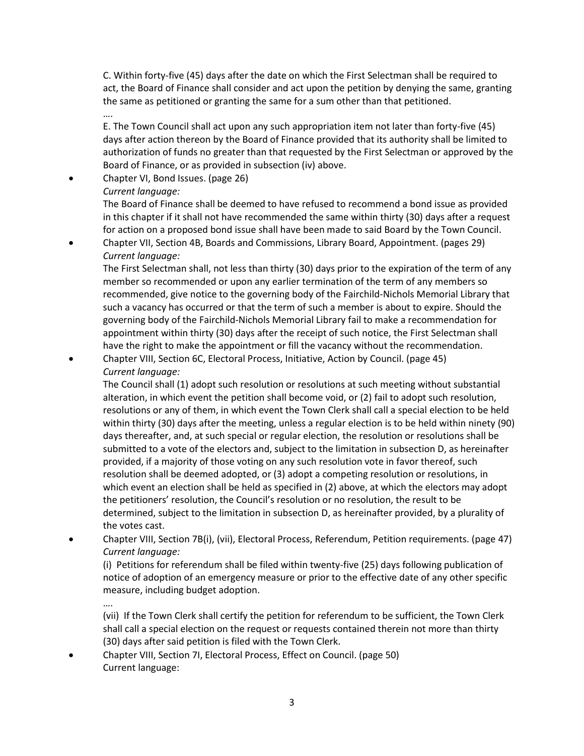C. Within forty-five (45) days after the date on which the First Selectman shall be required to act, the Board of Finance shall consider and act upon the petition by denying the same, granting the same as petitioned or granting the same for a sum other than that petitioned.

….

E. The Town Council shall act upon any such appropriation item not later than forty-five (45) days after action thereon by the Board of Finance provided that its authority shall be limited to authorization of funds no greater than that requested by the First Selectman or approved by the Board of Finance, or as provided in subsection (iv) above.

- Chapter VI, Bond Issues. (page 26)

  *Current language:*

  The Board of Finance shall be deemed to have refused to recommend a bond issue as provided in this chapter if it shall not have recommended the same within thirty (30) days after a request for action on a proposed bond issue shall have been made to said Board by the Town Council.

- Chapter VII, Section 4B, Boards and Commissions, Library Board, Appointment. (pages 29)

  *Current language:*

  The First Selectman shall, not less than thirty (30) days prior to the expiration of the term of any member so recommended or upon any earlier termination of the term of any members so recommended, give notice to the governing body of the Fairchild-Nichols Memorial Library that such a vacancy has occurred or that the term of such a member is about to expire. Should the governing body of the Fairchild-Nichols Memorial Library fail to make a recommendation for appointment within thirty (30) days after the receipt of such notice, the First Selectman shall have the right to make the appointment or fill the vacancy without the recommendation.

- Chapter VIII, Section 6C, Electoral Process, Initiative, Action by Council. (page 45)

  *Current language:*

  The Council shall (1) adopt such resolution or resolutions at such meeting without substantial alteration, in which event the petition shall become void, or (2) fail to adopt such resolution, resolutions or any of them, in which event the Town Clerk shall call a special election to be held within thirty (30) days after the meeting, unless a regular election is to be held within ninety (90) days thereafter, and, at such special or regular election, the resolution or resolutions shall be submitted to a vote of the electors and, subject to the limitation in subsection D, as hereinafter provided, if a majority of those voting on any such resolution vote in favor thereof, such resolution shall be deemed adopted, or (3) adopt a competing resolution or resolutions, in which event an election shall be held as specified in (2) above, at which the electors may adopt the petitioners' resolution, the Council's resolution or no resolution, the result to be determined, subject to the limitation in subsection D, as hereinafter provided, by a plurality of the votes cast.

- Chapter VIII, Section 7B(i), (vii), Electoral Process, Referendum, Petition requirements. (page 47)

  *Current language:*

  (i) Petitions for referendum shall be filed within twenty-five (25) days following publication of notice of adoption of an emergency measure or prior to the effective date of any other specific measure, including budget adoption.

  ….

  (vii) If the Town Clerk shall certify the petition for referendum to be sufficient, the Town Clerk shall call a special election on the request or requests contained therein not more than thirty (30) days after said petition is filed with the Town Clerk.

- Chapter VIII, Section 7I, Electoral Process, Effect on Council. (page 50)

  Current language: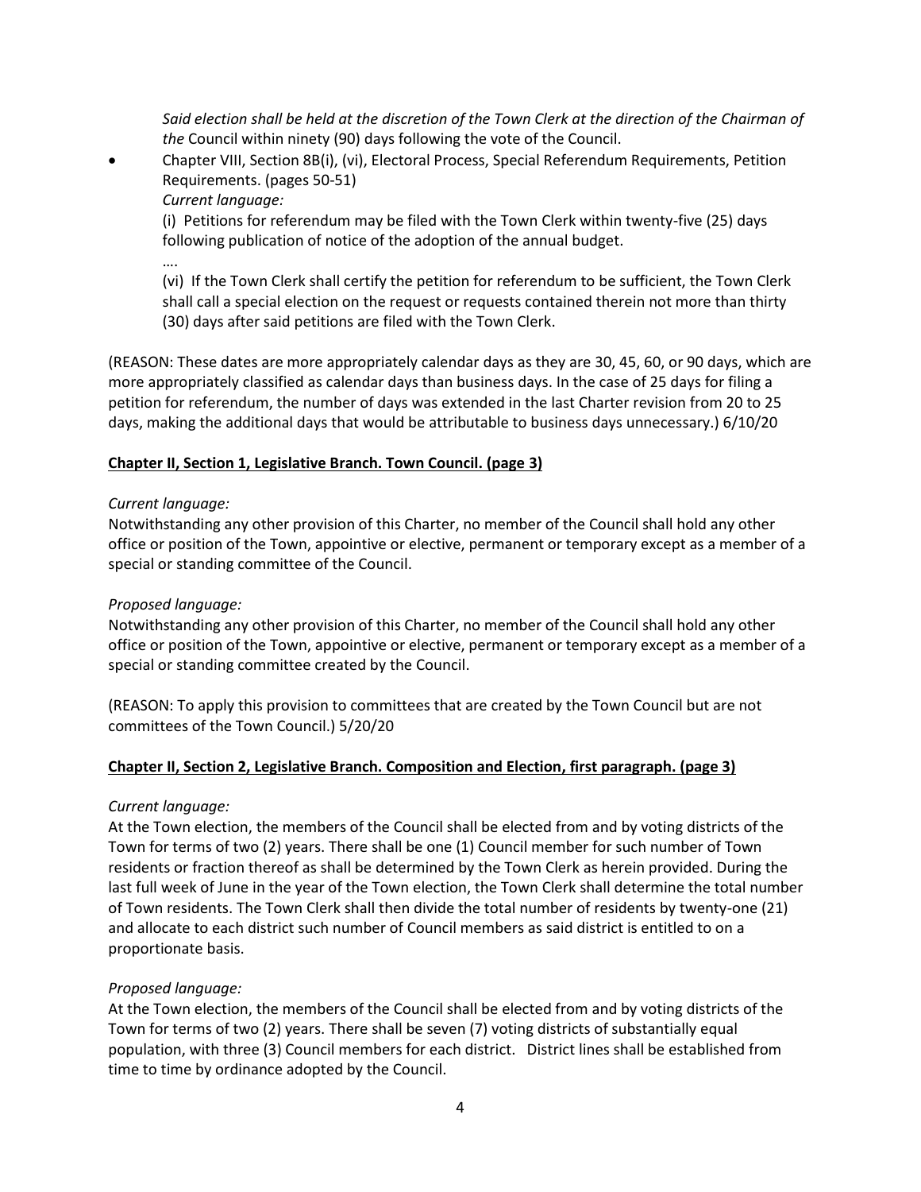*Said election shall be held at the discretion of the Town Clerk at the direction of the Chairman of the* Council within ninety (90) days following the vote of the Council.

- Chapter VIII, Section 8B(i), (vi), Electoral Process, Special Referendum Requirements, Petition Requirements. (pages 50-51)

  *Current language:*

  (i) Petitions for referendum may be filed with the Town Clerk within twenty-five (25) days following publication of notice of the adoption of the annual budget.

  ….

  (vi) If the Town Clerk shall certify the petition for referendum to be sufficient, the Town Clerk shall call a special election on the request or requests contained therein not more than thirty (30) days after said petitions are filed with the Town Clerk.

(REASON: These dates are more appropriately calendar days as they are 30, 45, 60, or 90 days, which are more appropriately classified as calendar days than business days. In the case of 25 days for filing a petition for referendum, the number of days was extended in the last Charter revision from 20 to 25 days, making the additional days that would be attributable to business days unnecessary.) 6/10/20

**Chapter II, Section 1, Legislative Branch. Town Council. (page 3)**

*Current language:*

Notwithstanding any other provision of this Charter, no member of the Council shall hold any other office or position of the Town, appointive or elective, permanent or temporary except as a member of a special or standing committee of the Council.

*Proposed language:*

Notwithstanding any other provision of this Charter, no member of the Council shall hold any other office or position of the Town, appointive or elective, permanent or temporary except as a member of a special or standing committee created by the Council.

(REASON: To apply this provision to committees that are created by the Town Council but are not committees of the Town Council.) 5/20/20

**Chapter II, Section 2, Legislative Branch. Composition and Election, first paragraph. (page 3)**

*Current language:*

At the Town election, the members of the Council shall be elected from and by voting districts of the Town for terms of two (2) years. There shall be one (1) Council member for such number of Town residents or fraction thereof as shall be determined by the Town Clerk as herein provided. During the last full week of June in the year of the Town election, the Town Clerk shall determine the total number of Town residents. The Town Clerk shall then divide the total number of residents by twenty-one (21) and allocate to each district such number of Council members as said district is entitled to on a proportionate basis.

*Proposed language:*

At the Town election, the members of the Council shall be elected from and by voting districts of the Town for terms of two (2) years. There shall be seven (7) voting districts of substantially equal population, with three (3) Council members for each district. District lines shall be established from time to time by ordinance adopted by the Council.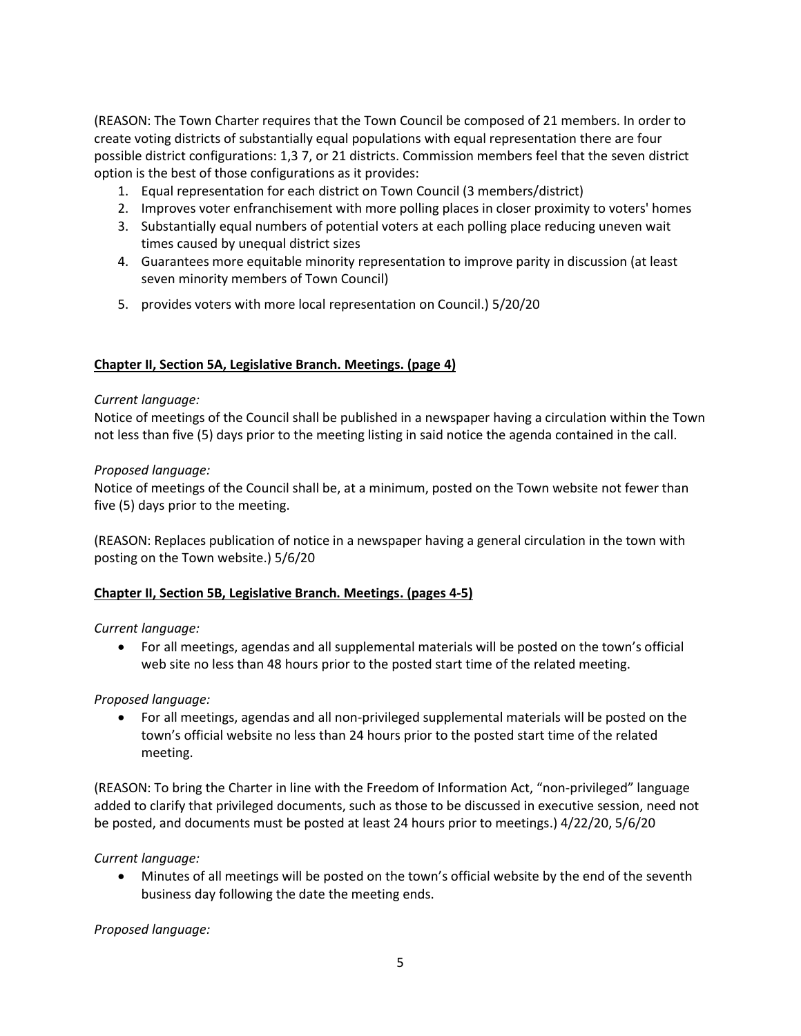(REASON: The Town Charter requires that the Town Council be composed of 21 members. In order to create voting districts of substantially equal populations with equal representation there are four possible district configurations: 1,3 7, or 21 districts. Commission members feel that the seven district option is the best of those configurations as it provides:

1. Equal representation for each district on Town Council (3 members/district)
2. Improves voter enfranchisement with more polling places in closer proximity to voters' homes
3. Substantially equal numbers of potential voters at each polling place reducing uneven wait times caused by unequal district sizes
4. Guarantees more equitable minority representation to improve parity in discussion (at least seven minority members of Town Council)
5. provides voters with more local representation on Council.) 5/20/20

**Chapter II, Section 5A, Legislative Branch. Meetings. (page 4)**

*Current language:*

Notice of meetings of the Council shall be published in a newspaper having a circulation within the Town not less than five (5) days prior to the meeting listing in said notice the agenda contained in the call.

*Proposed language:*

Notice of meetings of the Council shall be, at a minimum, posted on the Town website not fewer than five (5) days prior to the meeting.

(REASON: Replaces publication of notice in a newspaper having a general circulation in the town with posting on the Town website.) 5/6/20

**Chapter II, Section 5B, Legislative Branch. Meetings. (pages 4-5)**

*Current language:*

- For all meetings, agendas and all supplemental materials will be posted on the town's official web site no less than 48 hours prior to the posted start time of the related meeting.

*Proposed language:*

- For all meetings, agendas and all non-privileged supplemental materials will be posted on the town's official website no less than 24 hours prior to the posted start time of the related meeting.

(REASON: To bring the Charter in line with the Freedom of Information Act, "non-privileged" language added to clarify that privileged documents, such as those to be discussed in executive session, need not be posted, and documents must be posted at least 24 hours prior to meetings.) 4/22/20, 5/6/20

*Current language:*

- Minutes of all meetings will be posted on the town's official website by the end of the seventh business day following the date the meeting ends.

*Proposed language:*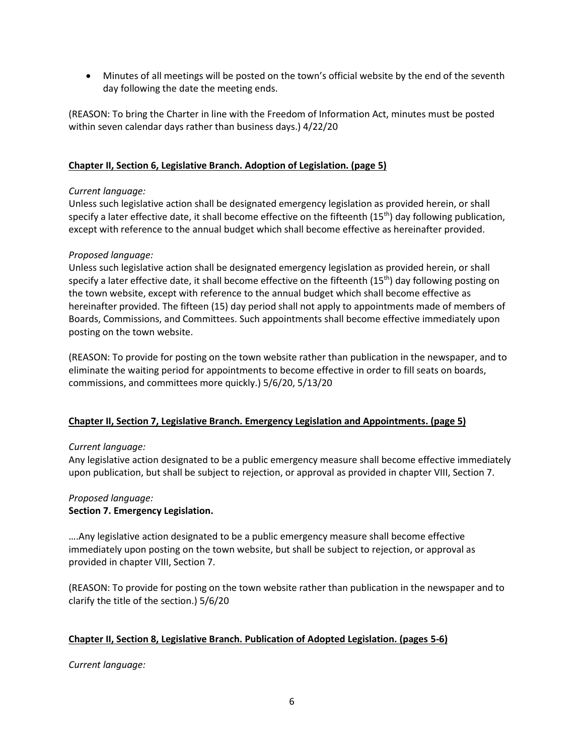- Minutes of all meetings will be posted on the town's official website by the end of the seventh day following the date the meeting ends.

(REASON: To bring the Charter in line with the Freedom of Information Act, minutes must be posted within seven calendar days rather than business days.) 4/22/20

**Chapter II, Section 6, Legislative Branch. Adoption of Legislation. (page 5)**

*Current language:*
Unless such legislative action shall be designated emergency legislation as provided herein, or shall specify a later effective date, it shall become effective on the fifteenth (15th) day following publication, except with reference to the annual budget which shall become effective as hereinafter provided.

*Proposed language:*
Unless such legislative action shall be designated emergency legislation as provided herein, or shall specify a later effective date, it shall become effective on the fifteenth (15th) day following posting on the town website, except with reference to the annual budget which shall become effective as hereinafter provided. The fifteen (15) day period shall not apply to appointments made of members of Boards, Commissions, and Committees. Such appointments shall become effective immediately upon posting on the town website.

(REASON: To provide for posting on the town website rather than publication in the newspaper, and to eliminate the waiting period for appointments to become effective in order to fill seats on boards, commissions, and committees more quickly.) 5/6/20, 5/13/20

**Chapter II, Section 7, Legislative Branch. Emergency Legislation and Appointments. (page 5)**

*Current language:*
Any legislative action designated to be a public emergency measure shall become effective immediately upon publication, but shall be subject to rejection, or approval as provided in chapter VIII, Section 7.

*Proposed language:*
**Section 7. Emergency Legislation.**

….Any legislative action designated to be a public emergency measure shall become effective immediately upon posting on the town website, but shall be subject to rejection, or approval as provided in chapter VIII, Section 7.

(REASON: To provide for posting on the town website rather than publication in the newspaper and to clarify the title of the section.) 5/6/20

**Chapter II, Section 8, Legislative Branch. Publication of Adopted Legislation. (pages 5-6)**

*Current language:*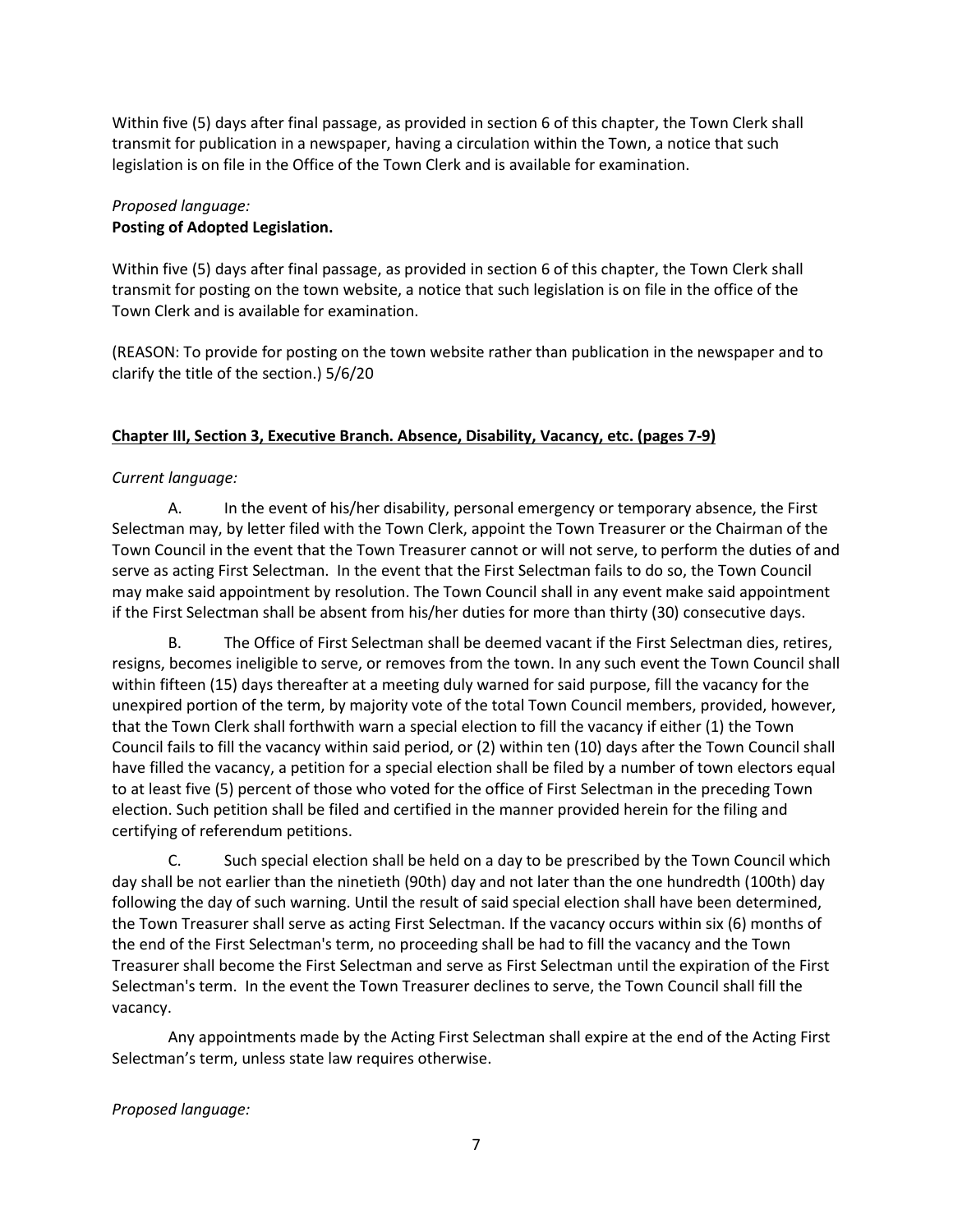Within five (5) days after final passage, as provided in section 6 of this chapter, the Town Clerk shall transmit for publication in a newspaper, having a circulation within the Town, a notice that such legislation is on file in the Office of the Town Clerk and is available for examination.

*Proposed language:*
**Posting of Adopted Legislation.**

Within five (5) days after final passage, as provided in section 6 of this chapter, the Town Clerk shall transmit for posting on the town website, a notice that such legislation is on file in the office of the Town Clerk and is available for examination.

(REASON: To provide for posting on the town website rather than publication in the newspaper and to clarify the title of the section.) 5/6/20

**Chapter III, Section 3, Executive Branch. Absence, Disability, Vacancy, etc. (pages 7-9)**

*Current language:*

A. In the event of his/her disability, personal emergency or temporary absence, the First Selectman may, by letter filed with the Town Clerk, appoint the Town Treasurer or the Chairman of the Town Council in the event that the Town Treasurer cannot or will not serve, to perform the duties of and serve as acting First Selectman. In the event that the First Selectman fails to do so, the Town Council may make said appointment by resolution. The Town Council shall in any event make said appointment if the First Selectman shall be absent from his/her duties for more than thirty (30) consecutive days.

B. The Office of First Selectman shall be deemed vacant if the First Selectman dies, retires, resigns, becomes ineligible to serve, or removes from the town. In any such event the Town Council shall within fifteen (15) days thereafter at a meeting duly warned for said purpose, fill the vacancy for the unexpired portion of the term, by majority vote of the total Town Council members, provided, however, that the Town Clerk shall forthwith warn a special election to fill the vacancy if either (1) the Town Council fails to fill the vacancy within said period, or (2) within ten (10) days after the Town Council shall have filled the vacancy, a petition for a special election shall be filed by a number of town electors equal to at least five (5) percent of those who voted for the office of First Selectman in the preceding Town election. Such petition shall be filed and certified in the manner provided herein for the filing and certifying of referendum petitions.

C. Such special election shall be held on a day to be prescribed by the Town Council which day shall be not earlier than the ninetieth (90th) day and not later than the one hundredth (100th) day following the day of such warning. Until the result of said special election shall have been determined, the Town Treasurer shall serve as acting First Selectman. If the vacancy occurs within six (6) months of the end of the First Selectman's term, no proceeding shall be had to fill the vacancy and the Town Treasurer shall become the First Selectman and serve as First Selectman until the expiration of the First Selectman's term. In the event the Town Treasurer declines to serve, the Town Council shall fill the vacancy.

Any appointments made by the Acting First Selectman shall expire at the end of the Acting First Selectman's term, unless state law requires otherwise.

*Proposed language:*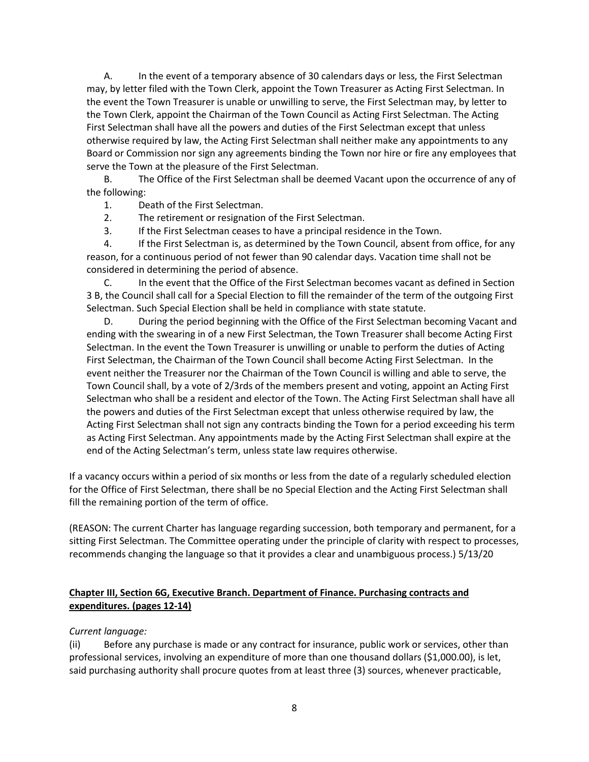A. In the event of a temporary absence of 30 calendars days or less, the First Selectman may, by letter filed with the Town Clerk, appoint the Town Treasurer as Acting First Selectman. In the event the Town Treasurer is unable or unwilling to serve, the First Selectman may, by letter to the Town Clerk, appoint the Chairman of the Town Council as Acting First Selectman. The Acting First Selectman shall have all the powers and duties of the First Selectman except that unless otherwise required by law, the Acting First Selectman shall neither make any appointments to any Board or Commission nor sign any agreements binding the Town nor hire or fire any employees that serve the Town at the pleasure of the First Selectman.

B. The Office of the First Selectman shall be deemed Vacant upon the occurrence of any of the following:

1. Death of the First Selectman.
2. The retirement or resignation of the First Selectman.
3. If the First Selectman ceases to have a principal residence in the Town.
4. If the First Selectman is, as determined by the Town Council, absent from office, for any reason, for a continuous period of not fewer than 90 calendar days. Vacation time shall not be considered in determining the period of absence.

C. In the event that the Office of the First Selectman becomes vacant as defined in Section 3 B, the Council shall call for a Special Election to fill the remainder of the term of the outgoing First Selectman. Such Special Election shall be held in compliance with state statute.

D. During the period beginning with the Office of the First Selectman becoming Vacant and ending with the swearing in of a new First Selectman, the Town Treasurer shall become Acting First Selectman. In the event the Town Treasurer is unwilling or unable to perform the duties of Acting First Selectman, the Chairman of the Town Council shall become Acting First Selectman. In the event neither the Treasurer nor the Chairman of the Town Council is willing and able to serve, the Town Council shall, by a vote of 2/3rds of the members present and voting, appoint an Acting First Selectman who shall be a resident and elector of the Town. The Acting First Selectman shall have all the powers and duties of the First Selectman except that unless otherwise required by law, the Acting First Selectman shall not sign any contracts binding the Town for a period exceeding his term as Acting First Selectman. Any appointments made by the Acting First Selectman shall expire at the end of the Acting Selectman's term, unless state law requires otherwise.

If a vacancy occurs within a period of six months or less from the date of a regularly scheduled election for the Office of First Selectman, there shall be no Special Election and the Acting First Selectman shall fill the remaining portion of the term of office.

(REASON: The current Charter has language regarding succession, both temporary and permanent, for a sitting First Selectman. The Committee operating under the principle of clarity with respect to processes, recommends changing the language so that it provides a clear and unambiguous process.) 5/13/20

**Chapter III, Section 6G, Executive Branch. Department of Finance. Purchasing contracts and expenditures. (pages 12-14)**

*Current language:*

(ii) Before any purchase is made or any contract for insurance, public work or services, other than professional services, involving an expenditure of more than one thousand dollars ($1,000.00), is let, said purchasing authority shall procure quotes from at least three (3) sources, whenever practicable,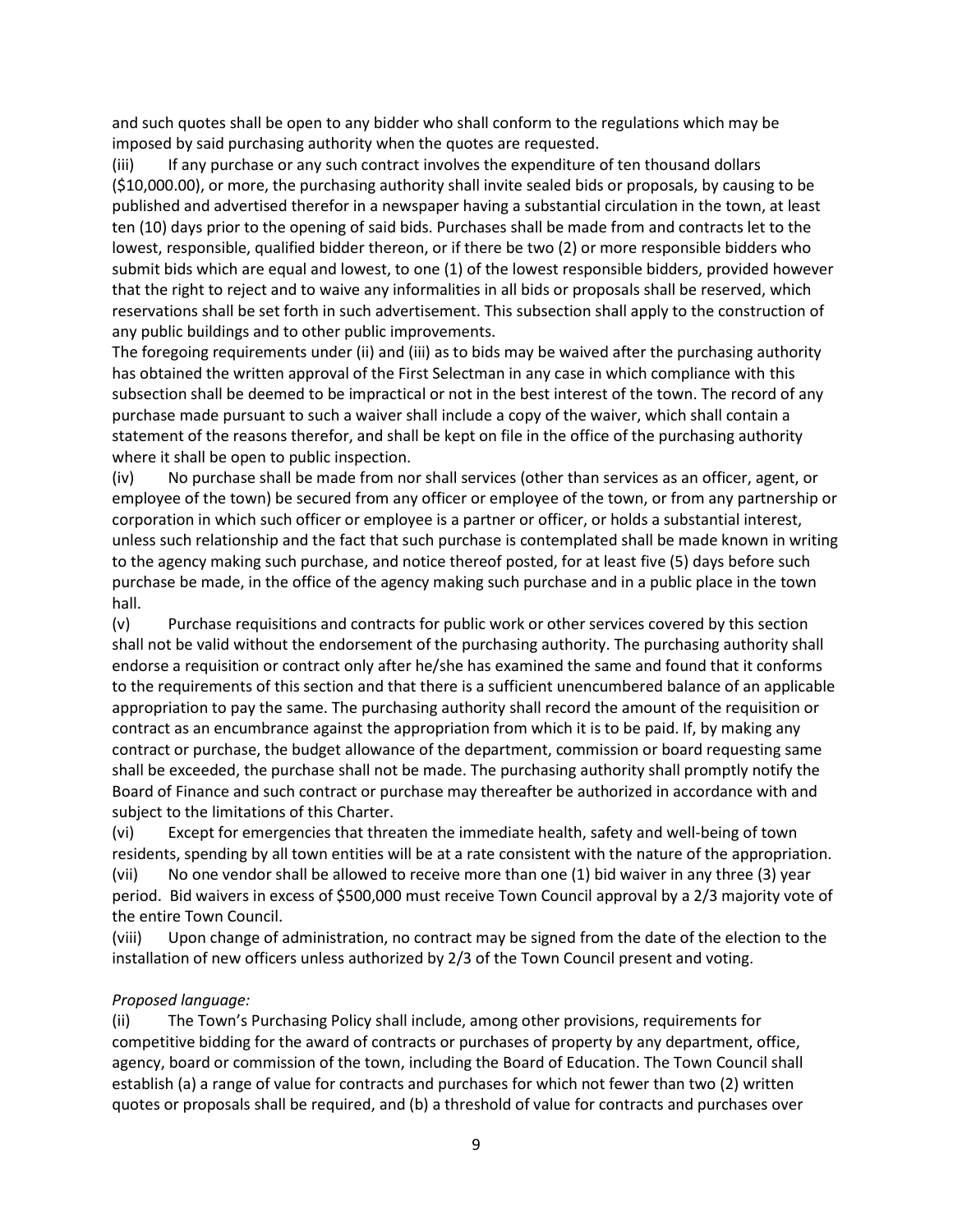and such quotes shall be open to any bidder who shall conform to the regulations which may be imposed by said purchasing authority when the quotes are requested.

(iii) If any purchase or any such contract involves the expenditure of ten thousand dollars ($10,000.00), or more, the purchasing authority shall invite sealed bids or proposals, by causing to be published and advertised therefor in a newspaper having a substantial circulation in the town, at least ten (10) days prior to the opening of said bids. Purchases shall be made from and contracts let to the lowest, responsible, qualified bidder thereon, or if there be two (2) or more responsible bidders who submit bids which are equal and lowest, to one (1) of the lowest responsible bidders, provided however that the right to reject and to waive any informalities in all bids or proposals shall be reserved, which reservations shall be set forth in such advertisement. This subsection shall apply to the construction of any public buildings and to other public improvements.

The foregoing requirements under (ii) and (iii) as to bids may be waived after the purchasing authority has obtained the written approval of the First Selectman in any case in which compliance with this subsection shall be deemed to be impractical or not in the best interest of the town. The record of any purchase made pursuant to such a waiver shall include a copy of the waiver, which shall contain a statement of the reasons therefor, and shall be kept on file in the office of the purchasing authority where it shall be open to public inspection.

(iv) No purchase shall be made from nor shall services (other than services as an officer, agent, or employee of the town) be secured from any officer or employee of the town, or from any partnership or corporation in which such officer or employee is a partner or officer, or holds a substantial interest, unless such relationship and the fact that such purchase is contemplated shall be made known in writing to the agency making such purchase, and notice thereof posted, for at least five (5) days before such purchase be made, in the office of the agency making such purchase and in a public place in the town hall.

(v) Purchase requisitions and contracts for public work or other services covered by this section shall not be valid without the endorsement of the purchasing authority. The purchasing authority shall endorse a requisition or contract only after he/she has examined the same and found that it conforms to the requirements of this section and that there is a sufficient unencumbered balance of an applicable appropriation to pay the same. The purchasing authority shall record the amount of the requisition or contract as an encumbrance against the appropriation from which it is to be paid. If, by making any contract or purchase, the budget allowance of the department, commission or board requesting same shall be exceeded, the purchase shall not be made. The purchasing authority shall promptly notify the Board of Finance and such contract or purchase may thereafter be authorized in accordance with and subject to the limitations of this Charter.

(vi) Except for emergencies that threaten the immediate health, safety and well-being of town residents, spending by all town entities will be at a rate consistent with the nature of the appropriation.

(vii) No one vendor shall be allowed to receive more than one (1) bid waiver in any three (3) year period. Bid waivers in excess of $500,000 must receive Town Council approval by a 2/3 majority vote of the entire Town Council.

(viii) Upon change of administration, no contract may be signed from the date of the election to the installation of new officers unless authorized by 2/3 of the Town Council present and voting.

*Proposed language:*

(ii) The Town's Purchasing Policy shall include, among other provisions, requirements for competitive bidding for the award of contracts or purchases of property by any department, office, agency, board or commission of the town, including the Board of Education. The Town Council shall establish (a) a range of value for contracts and purchases for which not fewer than two (2) written quotes or proposals shall be required, and (b) a threshold of value for contracts and purchases over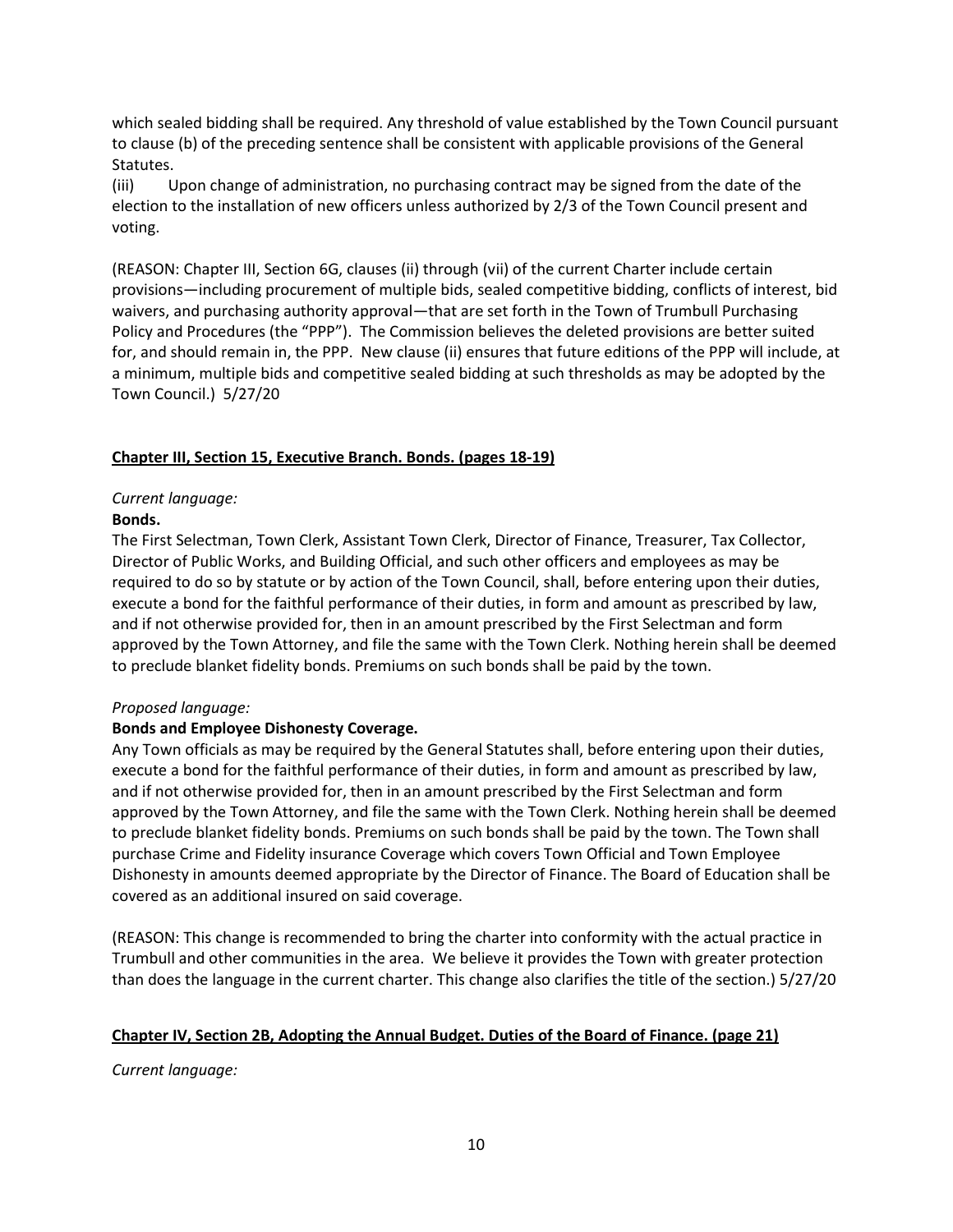which sealed bidding shall be required. Any threshold of value established by the Town Council pursuant to clause (b) of the preceding sentence shall be consistent with applicable provisions of the General Statutes.

(iii) Upon change of administration, no purchasing contract may be signed from the date of the election to the installation of new officers unless authorized by 2/3 of the Town Council present and voting.

(REASON: Chapter III, Section 6G, clauses (ii) through (vii) of the current Charter include certain provisions—including procurement of multiple bids, sealed competitive bidding, conflicts of interest, bid waivers, and purchasing authority approval—that are set forth in the Town of Trumbull Purchasing Policy and Procedures (the "PPP"). The Commission believes the deleted provisions are better suited for, and should remain in, the PPP. New clause (ii) ensures that future editions of the PPP will include, at a minimum, multiple bids and competitive sealed bidding at such thresholds as may be adopted by the Town Council.) 5/27/20

**Chapter III, Section 15, Executive Branch. Bonds. (pages 18-19)**

*Current language:*

**Bonds.**

The First Selectman, Town Clerk, Assistant Town Clerk, Director of Finance, Treasurer, Tax Collector, Director of Public Works, and Building Official, and such other officers and employees as may be required to do so by statute or by action of the Town Council, shall, before entering upon their duties, execute a bond for the faithful performance of their duties, in form and amount as prescribed by law, and if not otherwise provided for, then in an amount prescribed by the First Selectman and form approved by the Town Attorney, and file the same with the Town Clerk. Nothing herein shall be deemed to preclude blanket fidelity bonds. Premiums on such bonds shall be paid by the town.

*Proposed language:*

**Bonds and Employee Dishonesty Coverage.**

Any Town officials as may be required by the General Statutes shall, before entering upon their duties, execute a bond for the faithful performance of their duties, in form and amount as prescribed by law, and if not otherwise provided for, then in an amount prescribed by the First Selectman and form approved by the Town Attorney, and file the same with the Town Clerk. Nothing herein shall be deemed to preclude blanket fidelity bonds. Premiums on such bonds shall be paid by the town. The Town shall purchase Crime and Fidelity insurance Coverage which covers Town Official and Town Employee Dishonesty in amounts deemed appropriate by the Director of Finance. The Board of Education shall be covered as an additional insured on said coverage.

(REASON: This change is recommended to bring the charter into conformity with the actual practice in Trumbull and other communities in the area. We believe it provides the Town with greater protection than does the language in the current charter. This change also clarifies the title of the section.) 5/27/20

**Chapter IV, Section 2B, Adopting the Annual Budget. Duties of the Board of Finance. (page 21)**

*Current language:*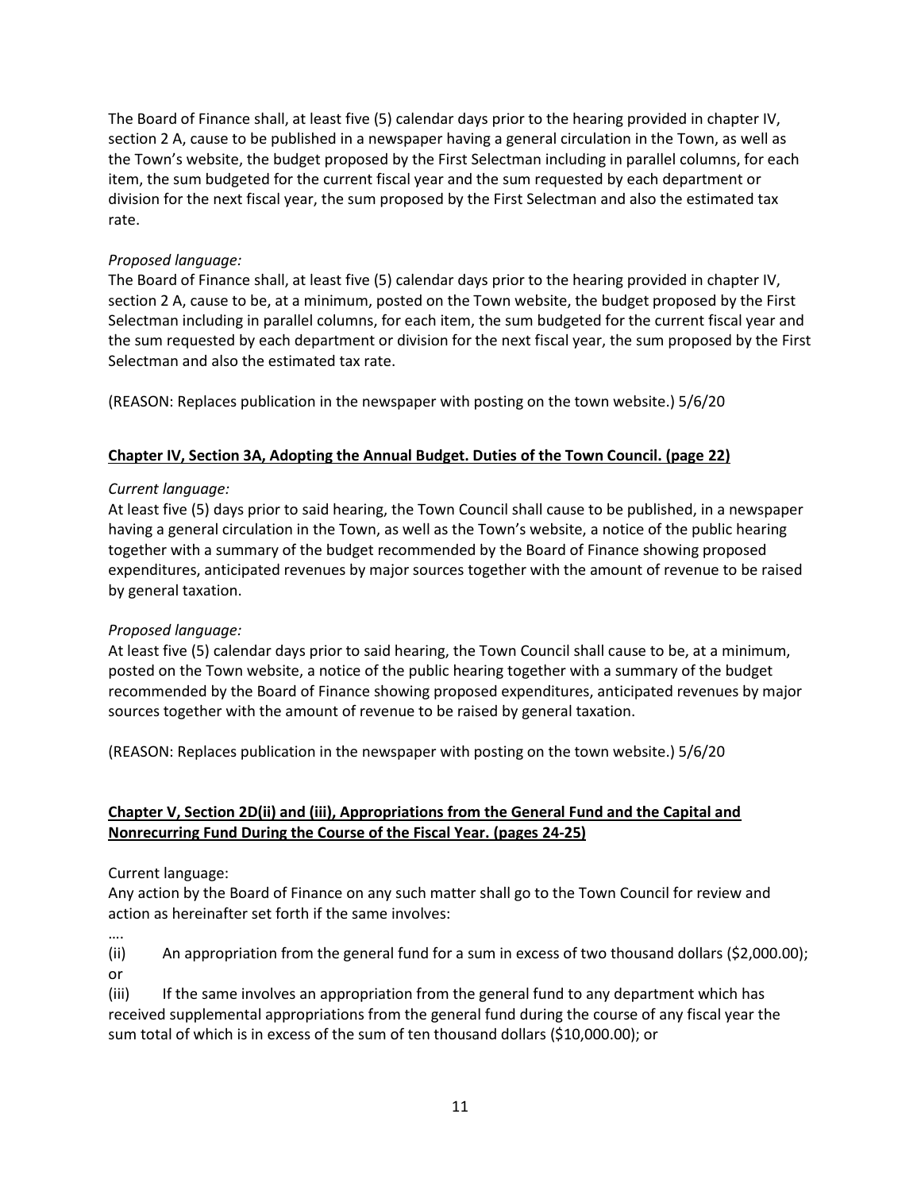The Board of Finance shall, at least five (5) calendar days prior to the hearing provided in chapter IV, section 2 A, cause to be published in a newspaper having a general circulation in the Town, as well as the Town's website, the budget proposed by the First Selectman including in parallel columns, for each item, the sum budgeted for the current fiscal year and the sum requested by each department or division for the next fiscal year, the sum proposed by the First Selectman and also the estimated tax rate.

*Proposed language:*
The Board of Finance shall, at least five (5) calendar days prior to the hearing provided in chapter IV, section 2 A, cause to be, at a minimum, posted on the Town website, the budget proposed by the First Selectman including in parallel columns, for each item, the sum budgeted for the current fiscal year and the sum requested by each department or division for the next fiscal year, the sum proposed by the First Selectman and also the estimated tax rate.

(REASON: Replaces publication in the newspaper with posting on the town website.) 5/6/20

**Chapter IV, Section 3A, Adopting the Annual Budget. Duties of the Town Council. (page 22)**

*Current language:*
At least five (5) days prior to said hearing, the Town Council shall cause to be published, in a newspaper having a general circulation in the Town, as well as the Town's website, a notice of the public hearing together with a summary of the budget recommended by the Board of Finance showing proposed expenditures, anticipated revenues by major sources together with the amount of revenue to be raised by general taxation.

*Proposed language:*
At least five (5) calendar days prior to said hearing, the Town Council shall cause to be, at a minimum, posted on the Town website, a notice of the public hearing together with a summary of the budget recommended by the Board of Finance showing proposed expenditures, anticipated revenues by major sources together with the amount of revenue to be raised by general taxation.

(REASON: Replaces publication in the newspaper with posting on the town website.) 5/6/20

**Chapter V, Section 2D(ii) and (iii), Appropriations from the General Fund and the Capital and Nonrecurring Fund During the Course of the Fiscal Year. (pages 24-25)**

Current language:
Any action by the Board of Finance on any such matter shall go to the Town Council for review and action as hereinafter set forth if the same involves:

….

(ii) An appropriation from the general fund for a sum in excess of two thousand dollars ($2,000.00); or

(iii) If the same involves an appropriation from the general fund to any department which has received supplemental appropriations from the general fund during the course of any fiscal year the sum total of which is in excess of the sum of ten thousand dollars ($10,000.00); or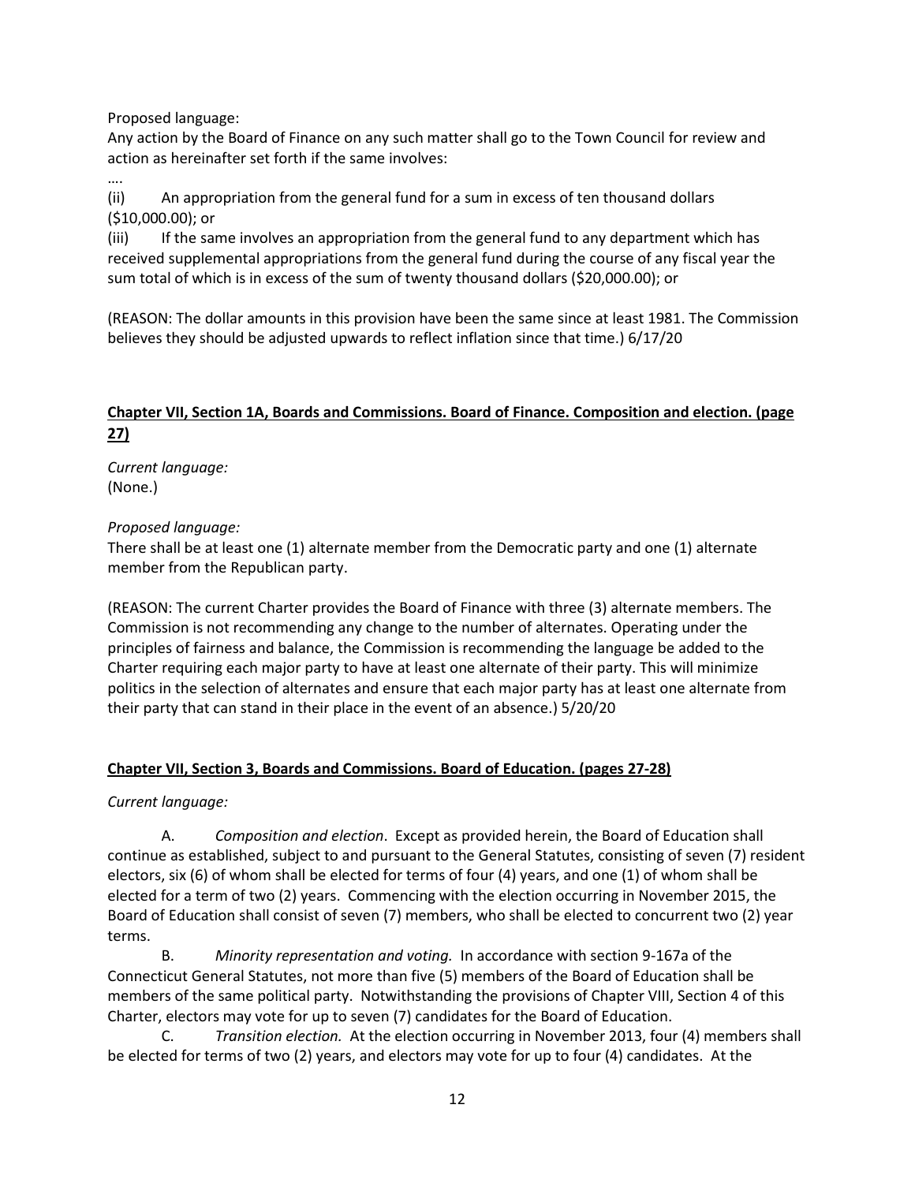Proposed language:
Any action by the Board of Finance on any such matter shall go to the Town Council for review and action as hereinafter set forth if the same involves:

....

(ii) An appropriation from the general fund for a sum in excess of ten thousand dollars ($10,000.00); or

(iii) If the same involves an appropriation from the general fund to any department which has received supplemental appropriations from the general fund during the course of any fiscal year the sum total of which is in excess of the sum of twenty thousand dollars ($20,000.00); or

(REASON: The dollar amounts in this provision have been the same since at least 1981. The Commission believes they should be adjusted upwards to reflect inflation since that time.) 6/17/20

**<u>Chapter VII, Section 1A, Boards and Commissions. Board of Finance. Composition and election. (page 27)</u>**

*Current language:*
(None.)

*Proposed language:*
There shall be at least one (1) alternate member from the Democratic party and one (1) alternate member from the Republican party.

(REASON: The current Charter provides the Board of Finance with three (3) alternate members. The Commission is not recommending any change to the number of alternates. Operating under the principles of fairness and balance, the Commission is recommending the language be added to the Charter requiring each major party to have at least one alternate of their party. This will minimize politics in the selection of alternates and ensure that each major party has at least one alternate from their party that can stand in their place in the event of an absence.) 5/20/20

**<u>Chapter VII, Section 3, Boards and Commissions. Board of Education. (pages 27-28)</u>**

*Current language:*

A. *Composition and election*. Except as provided herein, the Board of Education shall continue as established, subject to and pursuant to the General Statutes, consisting of seven (7) resident electors, six (6) of whom shall be elected for terms of four (4) years, and one (1) of whom shall be elected for a term of two (2) years. Commencing with the election occurring in November 2015, the Board of Education shall consist of seven (7) members, who shall be elected to concurrent two (2) year terms.

B. *Minority representation and voting.* In accordance with section 9-167a of the Connecticut General Statutes, not more than five (5) members of the Board of Education shall be members of the same political party. Notwithstanding the provisions of Chapter VIII, Section 4 of this Charter, electors may vote for up to seven (7) candidates for the Board of Education.

C. *Transition election.* At the election occurring in November 2013, four (4) members shall be elected for terms of two (2) years, and electors may vote for up to four (4) candidates. At the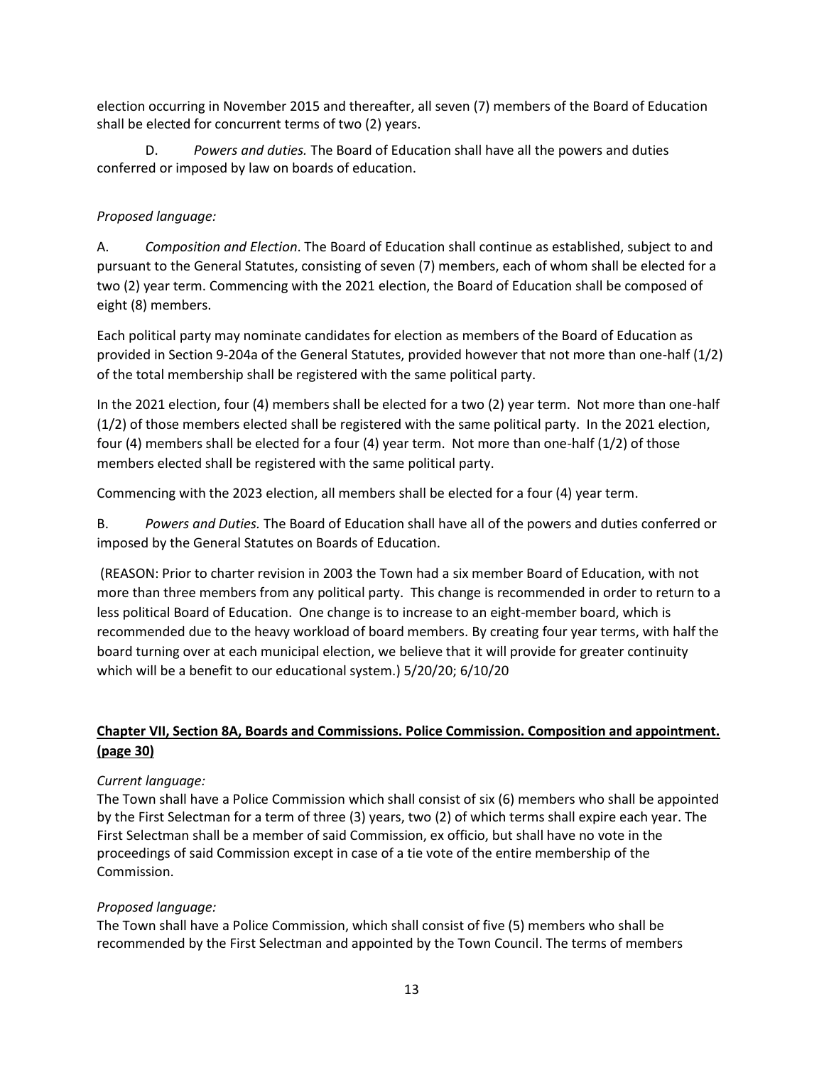election occurring in November 2015 and thereafter, all seven (7) members of the Board of Education shall be elected for concurrent terms of two (2) years.

D. *Powers and duties.* The Board of Education shall have all the powers and duties conferred or imposed by law on boards of education.

*Proposed language:*

A. *Composition and Election*. The Board of Education shall continue as established, subject to and pursuant to the General Statutes, consisting of seven (7) members, each of whom shall be elected for a two (2) year term. Commencing with the 2021 election, the Board of Education shall be composed of eight (8) members.

Each political party may nominate candidates for election as members of the Board of Education as provided in Section 9-204a of the General Statutes, provided however that not more than one-half (1/2) of the total membership shall be registered with the same political party.

In the 2021 election, four (4) members shall be elected for a two (2) year term. Not more than one-half (1/2) of those members elected shall be registered with the same political party. In the 2021 election, four (4) members shall be elected for a four (4) year term. Not more than one-half (1/2) of those members elected shall be registered with the same political party.

Commencing with the 2023 election, all members shall be elected for a four (4) year term.

B. *Powers and Duties.* The Board of Education shall have all of the powers and duties conferred or imposed by the General Statutes on Boards of Education.

(REASON: Prior to charter revision in 2003 the Town had a six member Board of Education, with not more than three members from any political party. This change is recommended in order to return to a less political Board of Education. One change is to increase to an eight-member board, which is recommended due to the heavy workload of board members. By creating four year terms, with half the board turning over at each municipal election, we believe that it will provide for greater continuity which will be a benefit to our educational system.) 5/20/20; 6/10/20

**Chapter VII, Section 8A, Boards and Commissions. Police Commission. Composition and appointment. (page 30)**

*Current language:*
The Town shall have a Police Commission which shall consist of six (6) members who shall be appointed by the First Selectman for a term of three (3) years, two (2) of which terms shall expire each year. The First Selectman shall be a member of said Commission, ex officio, but shall have no vote in the proceedings of said Commission except in case of a tie vote of the entire membership of the Commission.

*Proposed language:*
The Town shall have a Police Commission, which shall consist of five (5) members who shall be recommended by the First Selectman and appointed by the Town Council. The terms of members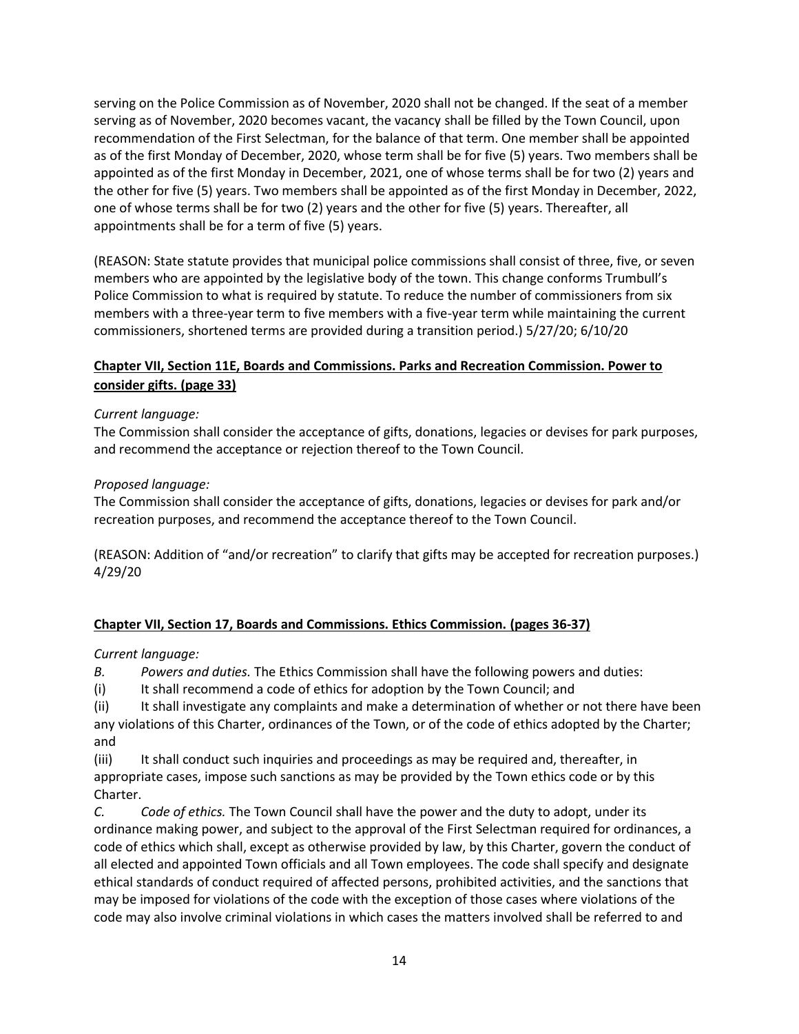serving on the Police Commission as of November, 2020 shall not be changed. If the seat of a member serving as of November, 2020 becomes vacant, the vacancy shall be filled by the Town Council, upon recommendation of the First Selectman, for the balance of that term. One member shall be appointed as of the first Monday of December, 2020, whose term shall be for five (5) years. Two members shall be appointed as of the first Monday in December, 2021, one of whose terms shall be for two (2) years and the other for five (5) years. Two members shall be appointed as of the first Monday in December, 2022, one of whose terms shall be for two (2) years and the other for five (5) years. Thereafter, all appointments shall be for a term of five (5) years.

(REASON: State statute provides that municipal police commissions shall consist of three, five, or seven members who are appointed by the legislative body of the town. This change conforms Trumbull's Police Commission to what is required by statute. To reduce the number of commissioners from six members with a three-year term to five members with a five-year term while maintaining the current commissioners, shortened terms are provided during a transition period.) 5/27/20; 6/10/20

**Chapter VII, Section 11E, Boards and Commissions. Parks and Recreation Commission. Power to consider gifts. (page 33)**

*Current language:*
The Commission shall consider the acceptance of gifts, donations, legacies or devises for park purposes, and recommend the acceptance or rejection thereof to the Town Council.

*Proposed language:*
The Commission shall consider the acceptance of gifts, donations, legacies or devises for park and/or recreation purposes, and recommend the acceptance thereof to the Town Council.

(REASON: Addition of "and/or recreation" to clarify that gifts may be accepted for recreation purposes.) 4/29/20

**Chapter VII, Section 17, Boards and Commissions. Ethics Commission. (pages 36-37)**

*Current language:*

*B. Powers and duties.* The Ethics Commission shall have the following powers and duties:

(i) It shall recommend a code of ethics for adoption by the Town Council; and

(ii) It shall investigate any complaints and make a determination of whether or not there have been any violations of this Charter, ordinances of the Town, or of the code of ethics adopted by the Charter; and

(iii) It shall conduct such inquiries and proceedings as may be required and, thereafter, in appropriate cases, impose such sanctions as may be provided by the Town ethics code or by this Charter.

*C. Code of ethics.* The Town Council shall have the power and the duty to adopt, under its ordinance making power, and subject to the approval of the First Selectman required for ordinances, a code of ethics which shall, except as otherwise provided by law, by this Charter, govern the conduct of all elected and appointed Town officials and all Town employees. The code shall specify and designate ethical standards of conduct required of affected persons, prohibited activities, and the sanctions that may be imposed for violations of the code with the exception of those cases where violations of the code may also involve criminal violations in which cases the matters involved shall be referred to and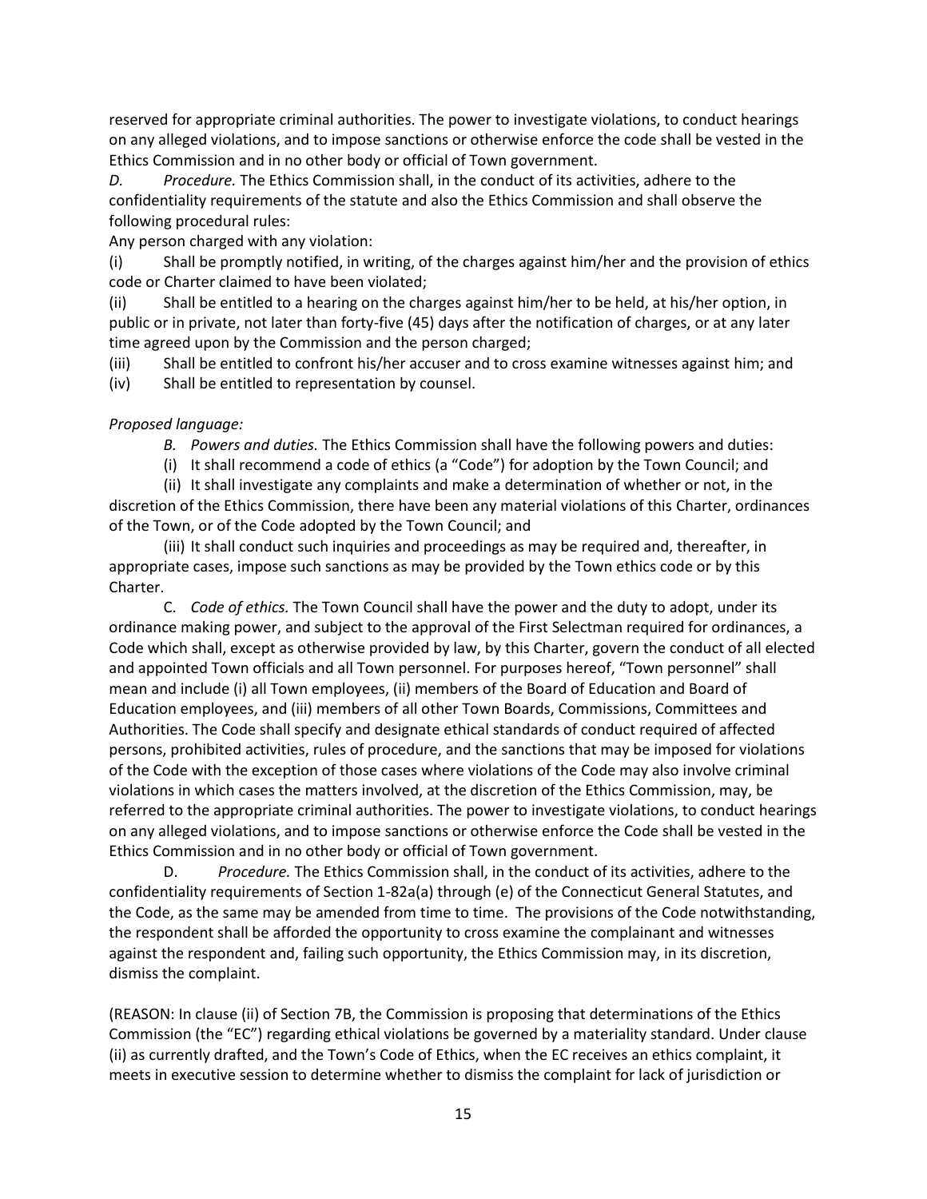reserved for appropriate criminal authorities. The power to investigate violations, to conduct hearings on any alleged violations, and to impose sanctions or otherwise enforce the code shall be vested in the Ethics Commission and in no other body or official of Town government.

*D. Procedure.* The Ethics Commission shall, in the conduct of its activities, adhere to the confidentiality requirements of the statute and also the Ethics Commission and shall observe the following procedural rules:

Any person charged with any violation:

(i) Shall be promptly notified, in writing, of the charges against him/her and the provision of ethics code or Charter claimed to have been violated;

(ii) Shall be entitled to a hearing on the charges against him/her to be held, at his/her option, in public or in private, not later than forty-five (45) days after the notification of charges, or at any later time agreed upon by the Commission and the person charged;

(iii) Shall be entitled to confront his/her accuser and to cross examine witnesses against him; and

(iv) Shall be entitled to representation by counsel.

*Proposed language:*

*B. Powers and duties.* The Ethics Commission shall have the following powers and duties:

(i) It shall recommend a code of ethics (a "Code") for adoption by the Town Council; and

(ii) It shall investigate any complaints and make a determination of whether or not, in the discretion of the Ethics Commission, there have been any material violations of this Charter, ordinances of the Town, or of the Code adopted by the Town Council; and

(iii) It shall conduct such inquiries and proceedings as may be required and, thereafter, in appropriate cases, impose such sanctions as may be provided by the Town ethics code or by this Charter.

C. *Code of ethics.* The Town Council shall have the power and the duty to adopt, under its ordinance making power, and subject to the approval of the First Selectman required for ordinances, a Code which shall, except as otherwise provided by law, by this Charter, govern the conduct of all elected and appointed Town officials and all Town personnel. For purposes hereof, "Town personnel" shall mean and include (i) all Town employees, (ii) members of the Board of Education and Board of Education employees, and (iii) members of all other Town Boards, Commissions, Committees and Authorities. The Code shall specify and designate ethical standards of conduct required of affected persons, prohibited activities, rules of procedure, and the sanctions that may be imposed for violations of the Code with the exception of those cases where violations of the Code may also involve criminal violations in which cases the matters involved, at the discretion of the Ethics Commission, may, be referred to the appropriate criminal authorities. The power to investigate violations, to conduct hearings on any alleged violations, and to impose sanctions or otherwise enforce the Code shall be vested in the Ethics Commission and in no other body or official of Town government.

D. *Procedure.* The Ethics Commission shall, in the conduct of its activities, adhere to the confidentiality requirements of Section 1-82a(a) through (e) of the Connecticut General Statutes, and the Code, as the same may be amended from time to time. The provisions of the Code notwithstanding, the respondent shall be afforded the opportunity to cross examine the complainant and witnesses against the respondent and, failing such opportunity, the Ethics Commission may, in its discretion, dismiss the complaint.

(REASON: In clause (ii) of Section 7B, the Commission is proposing that determinations of the Ethics Commission (the "EC") regarding ethical violations be governed by a materiality standard. Under clause (ii) as currently drafted, and the Town's Code of Ethics, when the EC receives an ethics complaint, it meets in executive session to determine whether to dismiss the complaint for lack of jurisdiction or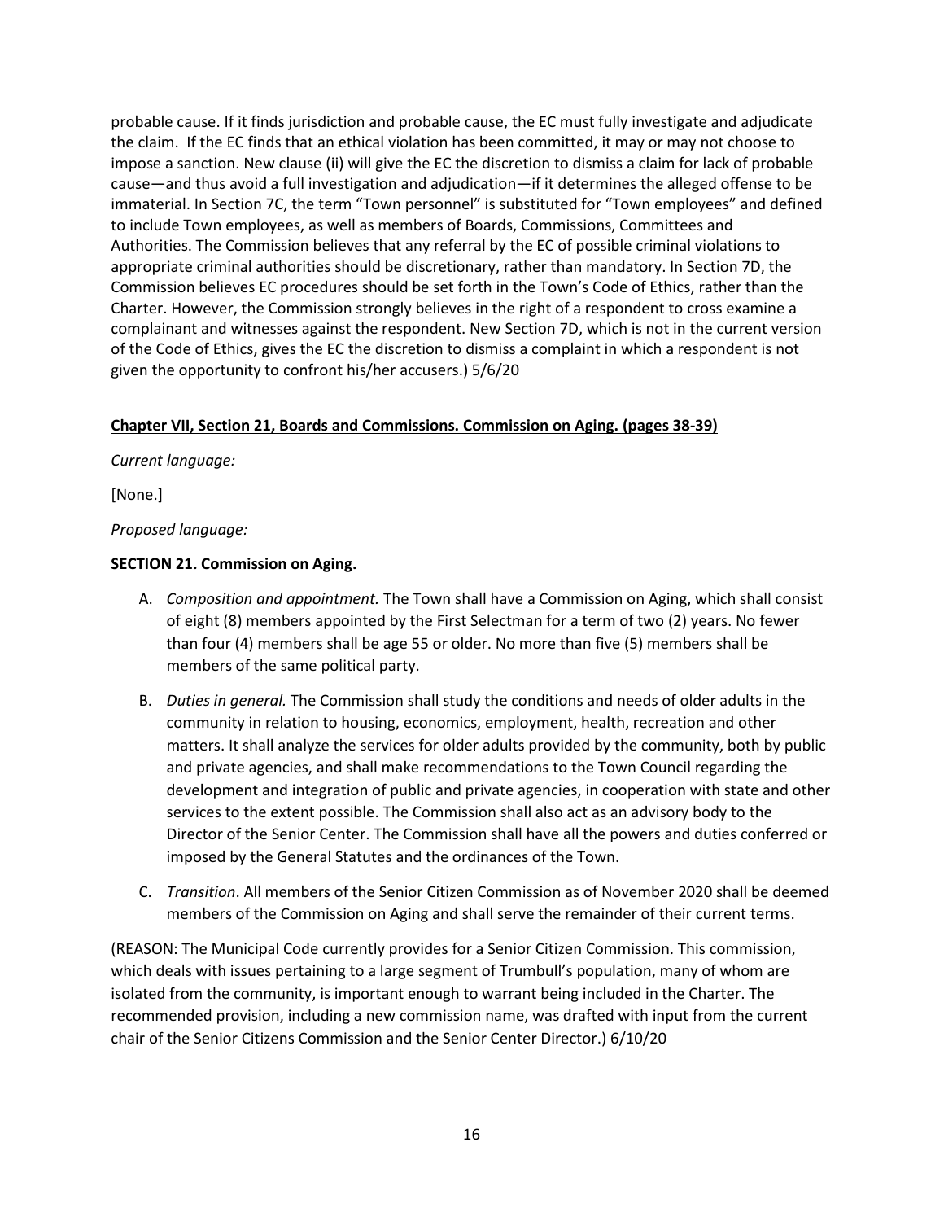probable cause. If it finds jurisdiction and probable cause, the EC must fully investigate and adjudicate the claim. If the EC finds that an ethical violation has been committed, it may or may not choose to impose a sanction. New clause (ii) will give the EC the discretion to dismiss a claim for lack of probable cause—and thus avoid a full investigation and adjudication—if it determines the alleged offense to be immaterial. In Section 7C, the term "Town personnel" is substituted for "Town employees" and defined to include Town employees, as well as members of Boards, Commissions, Committees and Authorities. The Commission believes that any referral by the EC of possible criminal violations to appropriate criminal authorities should be discretionary, rather than mandatory. In Section 7D, the Commission believes EC procedures should be set forth in the Town's Code of Ethics, rather than the Charter. However, the Commission strongly believes in the right of a respondent to cross examine a complainant and witnesses against the respondent. New Section 7D, which is not in the current version of the Code of Ethics, gives the EC the discretion to dismiss a complaint in which a respondent is not given the opportunity to confront his/her accusers.) 5/6/20

**Chapter VII, Section 21, Boards and Commissions. Commission on Aging. (pages 38-39)**

*Current language:*

[None.]

*Proposed language:*

**SECTION 21. Commission on Aging.**

A. *Composition and appointment.* The Town shall have a Commission on Aging, which shall consist of eight (8) members appointed by the First Selectman for a term of two (2) years. No fewer than four (4) members shall be age 55 or older. No more than five (5) members shall be members of the same political party.

B. *Duties in general.* The Commission shall study the conditions and needs of older adults in the community in relation to housing, economics, employment, health, recreation and other matters. It shall analyze the services for older adults provided by the community, both by public and private agencies, and shall make recommendations to the Town Council regarding the development and integration of public and private agencies, in cooperation with state and other services to the extent possible. The Commission shall also act as an advisory body to the Director of the Senior Center. The Commission shall have all the powers and duties conferred or imposed by the General Statutes and the ordinances of the Town.

C. *Transition*. All members of the Senior Citizen Commission as of November 2020 shall be deemed members of the Commission on Aging and shall serve the remainder of their current terms.

(REASON: The Municipal Code currently provides for a Senior Citizen Commission. This commission, which deals with issues pertaining to a large segment of Trumbull's population, many of whom are isolated from the community, is important enough to warrant being included in the Charter. The recommended provision, including a new commission name, was drafted with input from the current chair of the Senior Citizens Commission and the Senior Center Director.) 6/10/20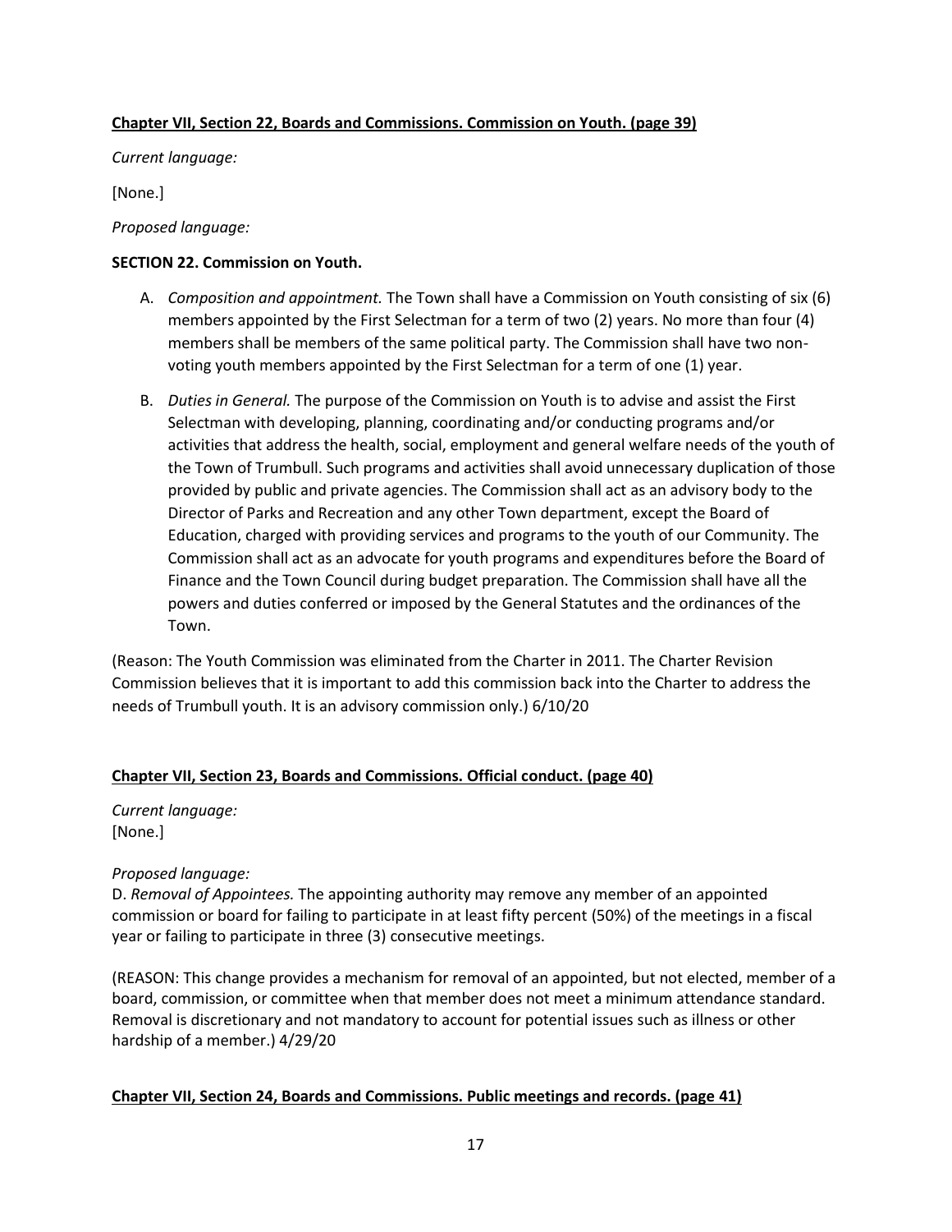**Chapter VII, Section 22, Boards and Commissions. Commission on Youth. (page 39)**

*Current language:*

[None.]

*Proposed language:*

**SECTION 22. Commission on Youth.**

A. *Composition and appointment.* The Town shall have a Commission on Youth consisting of six (6) members appointed by the First Selectman for a term of two (2) years. No more than four (4) members shall be members of the same political party. The Commission shall have two non-voting youth members appointed by the First Selectman for a term of one (1) year.

B. *Duties in General.* The purpose of the Commission on Youth is to advise and assist the First Selectman with developing, planning, coordinating and/or conducting programs and/or activities that address the health, social, employment and general welfare needs of the youth of the Town of Trumbull. Such programs and activities shall avoid unnecessary duplication of those provided by public and private agencies. The Commission shall act as an advisory body to the Director of Parks and Recreation and any other Town department, except the Board of Education, charged with providing services and programs to the youth of our Community. The Commission shall act as an advocate for youth programs and expenditures before the Board of Finance and the Town Council during budget preparation. The Commission shall have all the powers and duties conferred or imposed by the General Statutes and the ordinances of the Town.

(Reason: The Youth Commission was eliminated from the Charter in 2011. The Charter Revision Commission believes that it is important to add this commission back into the Charter to address the needs of Trumbull youth. It is an advisory commission only.) 6/10/20

**Chapter VII, Section 23, Boards and Commissions. Official conduct. (page 40)**

*Current language:*
[None.]

*Proposed language:*
D. *Removal of Appointees.* The appointing authority may remove any member of an appointed commission or board for failing to participate in at least fifty percent (50%) of the meetings in a fiscal year or failing to participate in three (3) consecutive meetings.

(REASON: This change provides a mechanism for removal of an appointed, but not elected, member of a board, commission, or committee when that member does not meet a minimum attendance standard. Removal is discretionary and not mandatory to account for potential issues such as illness or other hardship of a member.) 4/29/20

**Chapter VII, Section 24, Boards and Commissions. Public meetings and records. (page 41)**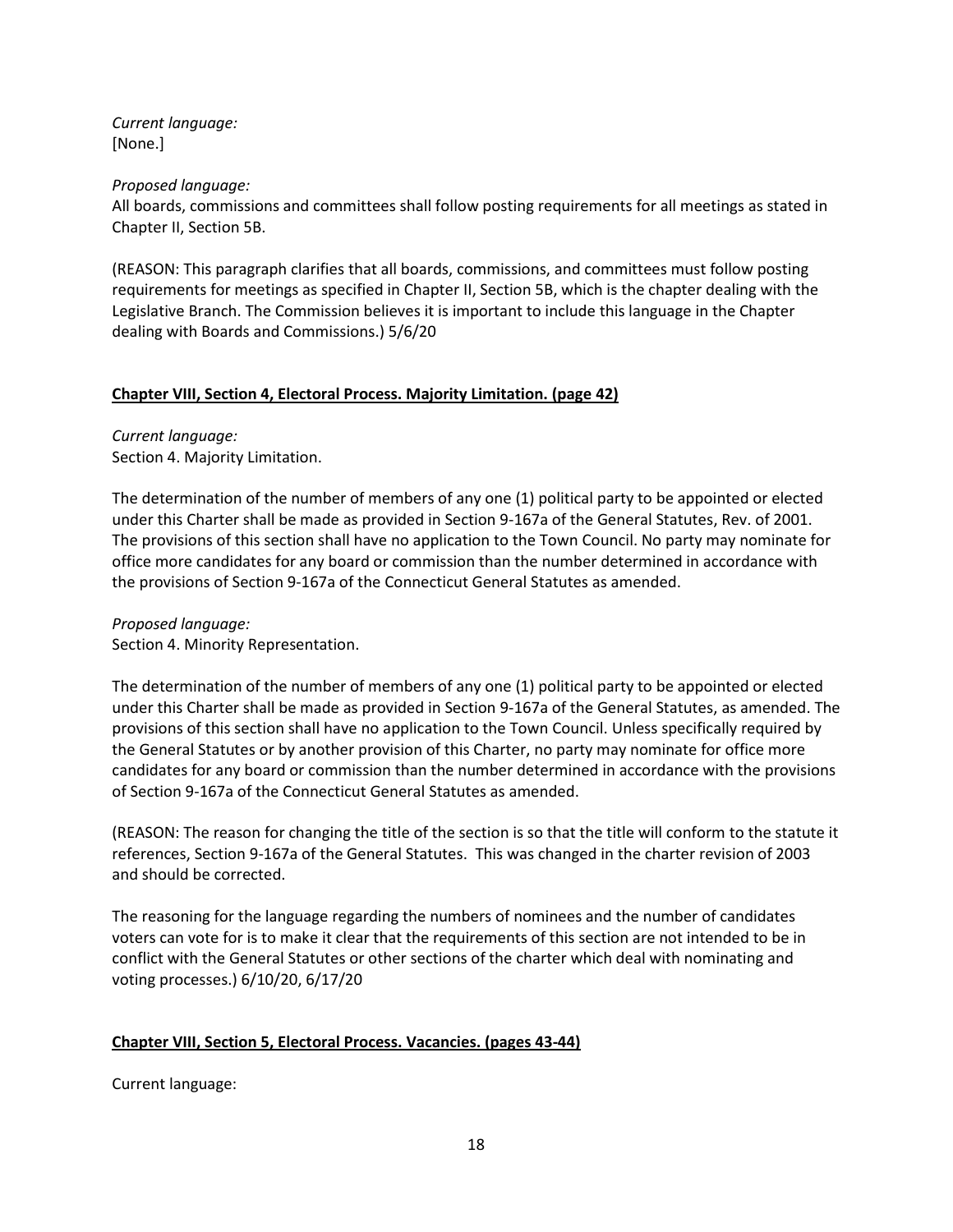*Current language:*
[None.]

*Proposed language:*
All boards, commissions and committees shall follow posting requirements for all meetings as stated in Chapter II, Section 5B.

(REASON: This paragraph clarifies that all boards, commissions, and committees must follow posting requirements for meetings as specified in Chapter II, Section 5B, which is the chapter dealing with the Legislative Branch. The Commission believes it is important to include this language in the Chapter dealing with Boards and Commissions.) 5/6/20

**Chapter VIII, Section 4, Electoral Process. Majority Limitation. (page 42)**

*Current language:*
Section 4. Majority Limitation.

The determination of the number of members of any one (1) political party to be appointed or elected under this Charter shall be made as provided in Section 9-167a of the General Statutes, Rev. of 2001. The provisions of this section shall have no application to the Town Council. No party may nominate for office more candidates for any board or commission than the number determined in accordance with the provisions of Section 9-167a of the Connecticut General Statutes as amended.

*Proposed language:*
Section 4. Minority Representation.

The determination of the number of members of any one (1) political party to be appointed or elected under this Charter shall be made as provided in Section 9-167a of the General Statutes, as amended. The provisions of this section shall have no application to the Town Council. Unless specifically required by the General Statutes or by another provision of this Charter, no party may nominate for office more candidates for any board or commission than the number determined in accordance with the provisions of Section 9-167a of the Connecticut General Statutes as amended.

(REASON: The reason for changing the title of the section is so that the title will conform to the statute it references, Section 9-167a of the General Statutes. This was changed in the charter revision of 2003 and should be corrected.

The reasoning for the language regarding the numbers of nominees and the number of candidates voters can vote for is to make it clear that the requirements of this section are not intended to be in conflict with the General Statutes or other sections of the charter which deal with nominating and voting processes.) 6/10/20, 6/17/20

**Chapter VIII, Section 5, Electoral Process. Vacancies. (pages 43-44)**

Current language: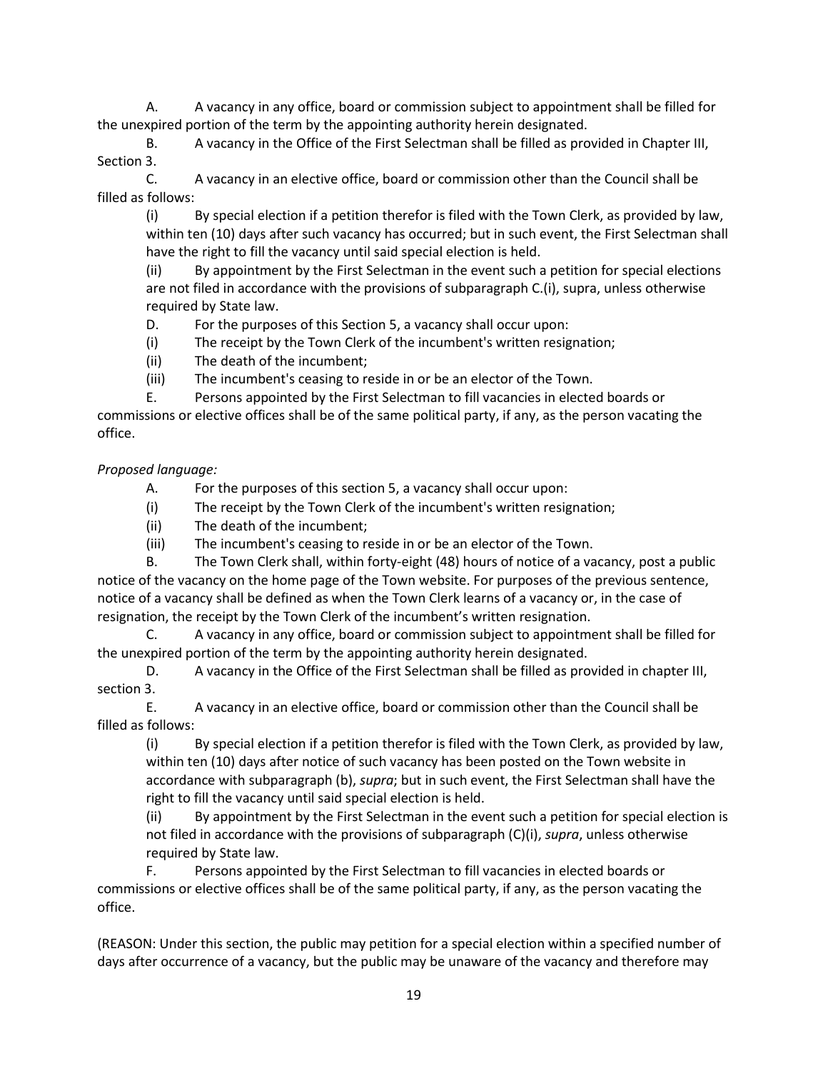A. A vacancy in any office, board or commission subject to appointment shall be filled for the unexpired portion of the term by the appointing authority herein designated.

B. A vacancy in the Office of the First Selectman shall be filled as provided in Chapter III, Section 3.

C. A vacancy in an elective office, board or commission other than the Council shall be filled as follows:

(i) By special election if a petition therefor is filed with the Town Clerk, as provided by law, within ten (10) days after such vacancy has occurred; but in such event, the First Selectman shall have the right to fill the vacancy until said special election is held.

(ii) By appointment by the First Selectman in the event such a petition for special elections are not filed in accordance with the provisions of subparagraph C.(i), supra, unless otherwise required by State law.

D. For the purposes of this Section 5, a vacancy shall occur upon:

(i) The receipt by the Town Clerk of the incumbent's written resignation;

(ii) The death of the incumbent;

(iii) The incumbent's ceasing to reside in or be an elector of the Town.

E. Persons appointed by the First Selectman to fill vacancies in elected boards or commissions or elective offices shall be of the same political party, if any, as the person vacating the office.

*Proposed language:*

A. For the purposes of this section 5, a vacancy shall occur upon:

(i) The receipt by the Town Clerk of the incumbent's written resignation;

(ii) The death of the incumbent;

(iii) The incumbent's ceasing to reside in or be an elector of the Town.

B. The Town Clerk shall, within forty-eight (48) hours of notice of a vacancy, post a public notice of the vacancy on the home page of the Town website. For purposes of the previous sentence, notice of a vacancy shall be defined as when the Town Clerk learns of a vacancy or, in the case of resignation, the receipt by the Town Clerk of the incumbent's written resignation.

C. A vacancy in any office, board or commission subject to appointment shall be filled for the unexpired portion of the term by the appointing authority herein designated.

D. A vacancy in the Office of the First Selectman shall be filled as provided in chapter III, section 3.

E. A vacancy in an elective office, board or commission other than the Council shall be filled as follows:

(i) By special election if a petition therefor is filed with the Town Clerk, as provided by law, within ten (10) days after notice of such vacancy has been posted on the Town website in accordance with subparagraph (b), *supra*; but in such event, the First Selectman shall have the right to fill the vacancy until said special election is held.

(ii) By appointment by the First Selectman in the event such a petition for special election is not filed in accordance with the provisions of subparagraph (C)(i), *supra*, unless otherwise required by State law.

F. Persons appointed by the First Selectman to fill vacancies in elected boards or commissions or elective offices shall be of the same political party, if any, as the person vacating the office.

(REASON: Under this section, the public may petition for a special election within a specified number of days after occurrence of a vacancy, but the public may be unaware of the vacancy and therefore may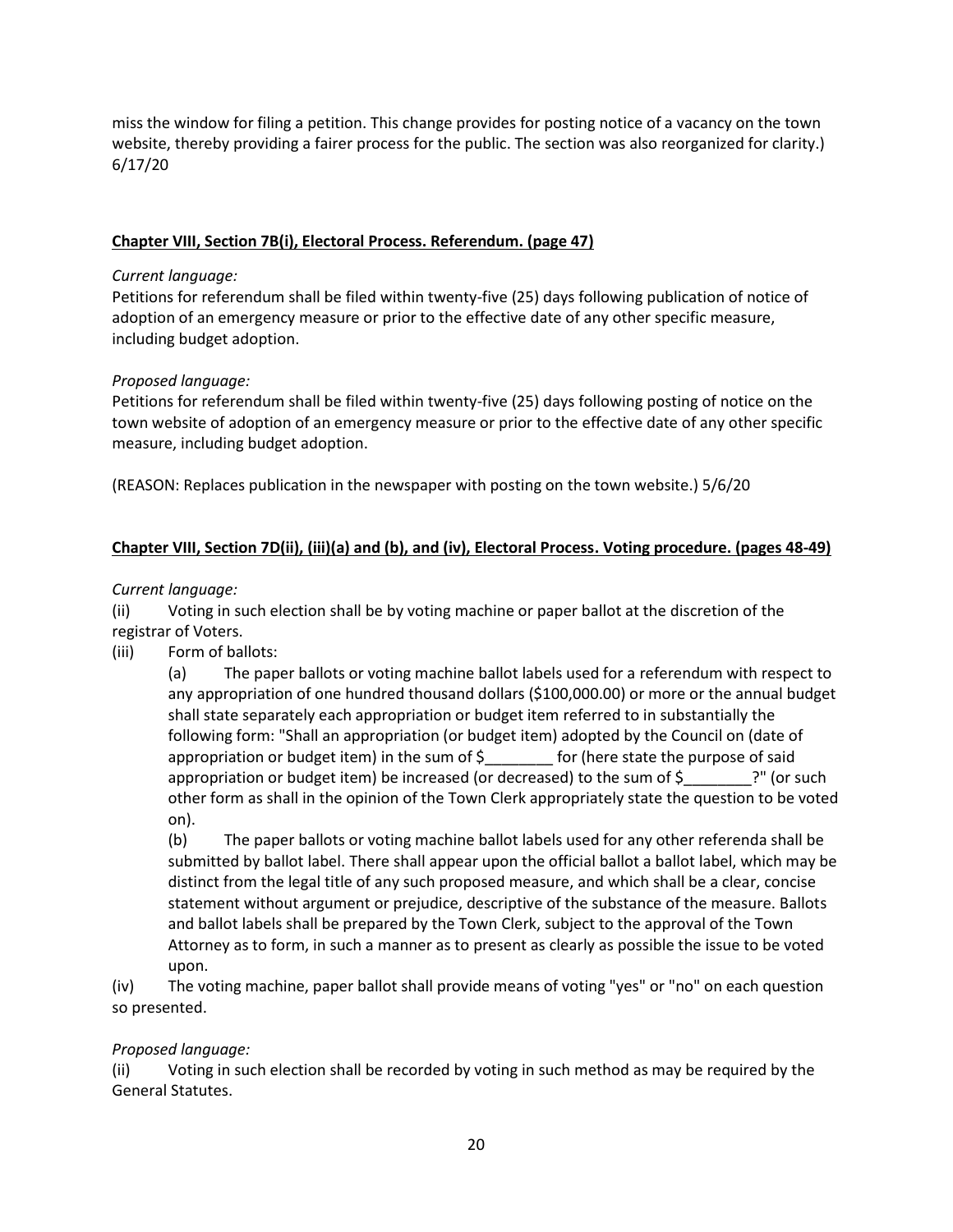miss the window for filing a petition. This change provides for posting notice of a vacancy on the town website, thereby providing a fairer process for the public. The section was also reorganized for clarity.) 6/17/20

**Chapter VIII, Section 7B(i), Electoral Process. Referendum. (page 47)**

*Current language:*
Petitions for referendum shall be filed within twenty-five (25) days following publication of notice of adoption of an emergency measure or prior to the effective date of any other specific measure, including budget adoption.

*Proposed language:*
Petitions for referendum shall be filed within twenty-five (25) days following posting of notice on the town website of adoption of an emergency measure or prior to the effective date of any other specific measure, including budget adoption.

(REASON: Replaces publication in the newspaper with posting on the town website.) 5/6/20

**Chapter VIII, Section 7D(ii), (iii)(a) and (b), and (iv), Electoral Process. Voting procedure. (pages 48-49)**

*Current language:*

(ii) Voting in such election shall be by voting machine or paper ballot at the discretion of the registrar of Voters.

(iii) Form of ballots:

(a) The paper ballots or voting machine ballot labels used for a referendum with respect to any appropriation of one hundred thousand dollars ($100,000.00) or more or the annual budget shall state separately each appropriation or budget item referred to in substantially the following form: "Shall an appropriation (or budget item) adopted by the Council on (date of appropriation or budget item) in the sum of $________ for (here state the purpose of said appropriation or budget item) be increased (or decreased) to the sum of $________?" (or such other form as shall in the opinion of the Town Clerk appropriately state the question to be voted on).

(b) The paper ballots or voting machine ballot labels used for any other referenda shall be submitted by ballot label. There shall appear upon the official ballot a ballot label, which may be distinct from the legal title of any such proposed measure, and which shall be a clear, concise statement without argument or prejudice, descriptive of the substance of the measure. Ballots and ballot labels shall be prepared by the Town Clerk, subject to the approval of the Town Attorney as to form, in such a manner as to present as clearly as possible the issue to be voted upon.

(iv) The voting machine, paper ballot shall provide means of voting "yes" or "no" on each question so presented.

*Proposed language:*

(ii) Voting in such election shall be recorded by voting in such method as may be required by the General Statutes.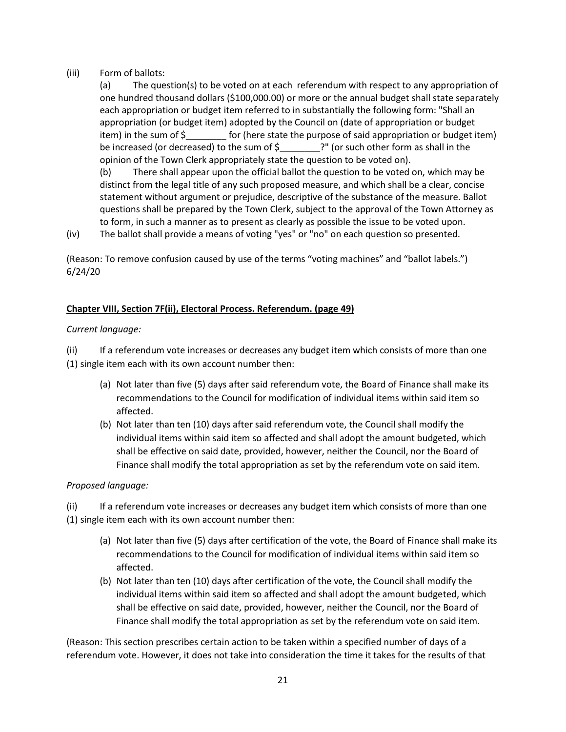(iii) Form of ballots:

(a) The question(s) to be voted on at each referendum with respect to any appropriation of one hundred thousand dollars ($100,000.00) or more or the annual budget shall state separately each appropriation or budget item referred to in substantially the following form: "Shall an appropriation (or budget item) adopted by the Council on (date of appropriation or budget item) in the sum of $________ for (here state the purpose of said appropriation or budget item) be increased (or decreased) to the sum of $________?" (or such other form as shall in the opinion of the Town Clerk appropriately state the question to be voted on).

(b) There shall appear upon the official ballot the question to be voted on, which may be distinct from the legal title of any such proposed measure, and which shall be a clear, concise statement without argument or prejudice, descriptive of the substance of the measure. Ballot questions shall be prepared by the Town Clerk, subject to the approval of the Town Attorney as to form, in such a manner as to present as clearly as possible the issue to be voted upon.

(iv) The ballot shall provide a means of voting "yes" or "no" on each question so presented.

(Reason: To remove confusion caused by use of the terms "voting machines" and "ballot labels.") 6/24/20

**Chapter VIII, Section 7F(ii), Electoral Process. Referendum. (page 49)**

*Current language:*

(ii) If a referendum vote increases or decreases any budget item which consists of more than one (1) single item each with its own account number then:

(a) Not later than five (5) days after said referendum vote, the Board of Finance shall make its recommendations to the Council for modification of individual items within said item so affected.

(b) Not later than ten (10) days after said referendum vote, the Council shall modify the individual items within said item so affected and shall adopt the amount budgeted, which shall be effective on said date, provided, however, neither the Council, nor the Board of Finance shall modify the total appropriation as set by the referendum vote on said item.

*Proposed language:*

(ii) If a referendum vote increases or decreases any budget item which consists of more than one (1) single item each with its own account number then:

(a) Not later than five (5) days after certification of the vote, the Board of Finance shall make its recommendations to the Council for modification of individual items within said item so affected.

(b) Not later than ten (10) days after certification of the vote, the Council shall modify the individual items within said item so affected and shall adopt the amount budgeted, which shall be effective on said date, provided, however, neither the Council, nor the Board of Finance shall modify the total appropriation as set by the referendum vote on said item.

(Reason: This section prescribes certain action to be taken within a specified number of days of a referendum vote. However, it does not take into consideration the time it takes for the results of that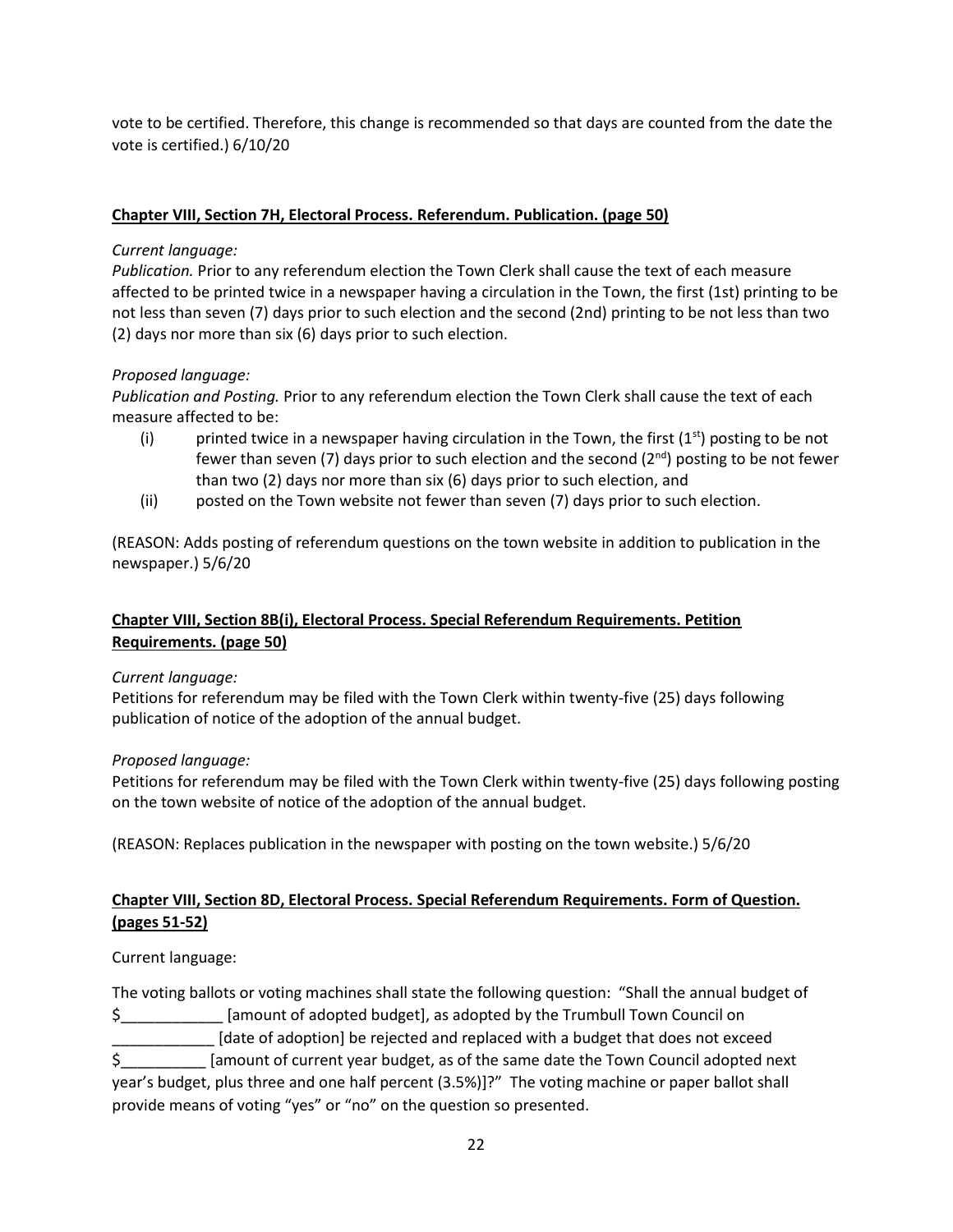vote to be certified. Therefore, this change is recommended so that days are counted from the date the vote is certified.) 6/10/20

**Chapter VIII, Section 7H, Electoral Process. Referendum. Publication. (page 50)**

*Current language:*

*Publication.* Prior to any referendum election the Town Clerk shall cause the text of each measure affected to be printed twice in a newspaper having a circulation in the Town, the first (1st) printing to be not less than seven (7) days prior to such election and the second (2nd) printing to be not less than two (2) days nor more than six (6) days prior to such election.

*Proposed language:*

*Publication and Posting.* Prior to any referendum election the Town Clerk shall cause the text of each measure affected to be:

(i) printed twice in a newspaper having circulation in the Town, the first (1st) posting to be not fewer than seven (7) days prior to such election and the second (2nd) posting to be not fewer than two (2) days nor more than six (6) days prior to such election, and

(ii) posted on the Town website not fewer than seven (7) days prior to such election.

(REASON: Adds posting of referendum questions on the town website in addition to publication in the newspaper.) 5/6/20

**Chapter VIII, Section 8B(i), Electoral Process. Special Referendum Requirements. Petition Requirements. (page 50)**

*Current language:*

Petitions for referendum may be filed with the Town Clerk within twenty-five (25) days following publication of notice of the adoption of the annual budget.

*Proposed language:*

Petitions for referendum may be filed with the Town Clerk within twenty-five (25) days following posting on the town website of notice of the adoption of the annual budget.

(REASON: Replaces publication in the newspaper with posting on the town website.) 5/6/20

**Chapter VIII, Section 8D, Electoral Process. Special Referendum Requirements. Form of Question. (pages 51-52)**

Current language:

The voting ballots or voting machines shall state the following question: "Shall the annual budget of $____________ [amount of adopted budget], as adopted by the Trumbull Town Council on ____________ [date of adoption] be rejected and replaced with a budget that does not exceed $__________ [amount of current year budget, as of the same date the Town Council adopted next year's budget, plus three and one half percent (3.5%)]?" The voting machine or paper ballot shall provide means of voting "yes" or "no" on the question so presented.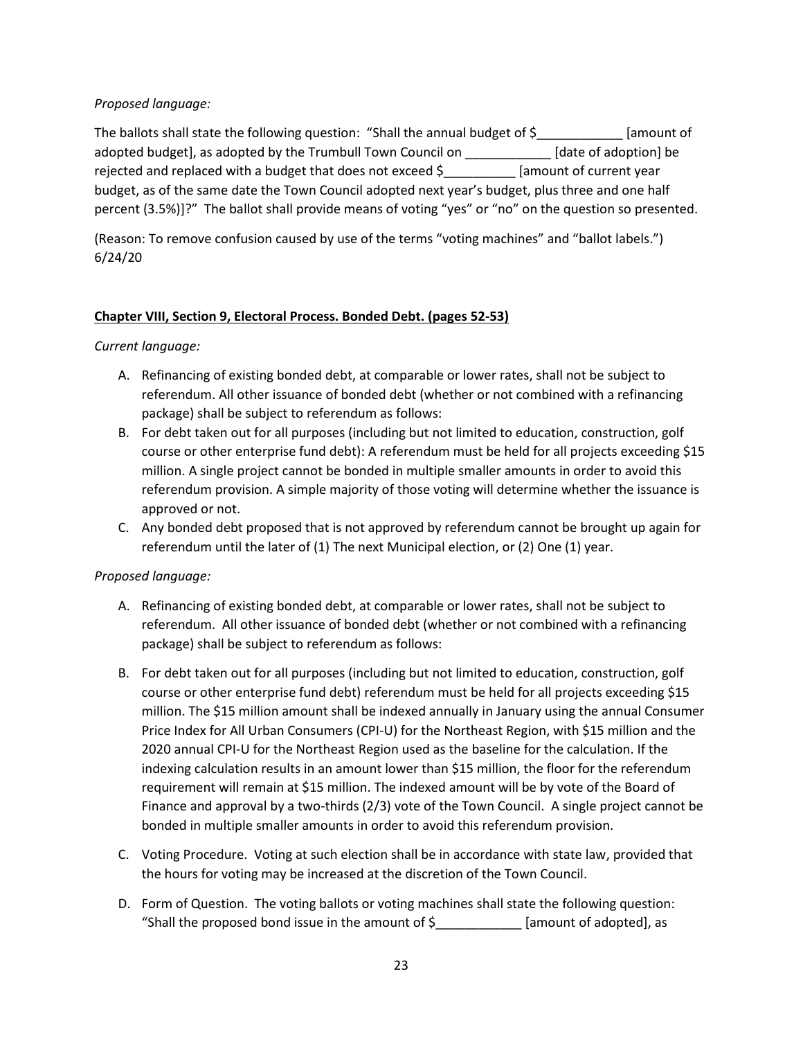*Proposed language:*

The ballots shall state the following question: "Shall the annual budget of $____________ [amount of adopted budget], as adopted by the Trumbull Town Council on ____________ [date of adoption] be rejected and replaced with a budget that does not exceed $__________ [amount of current year budget, as of the same date the Town Council adopted next year's budget, plus three and one half percent (3.5%)]?" The ballot shall provide means of voting "yes" or "no" on the question so presented.

(Reason: To remove confusion caused by use of the terms "voting machines" and "ballot labels.") 6/24/20

**Chapter VIII, Section 9, Electoral Process. Bonded Debt. (pages 52-53)**

*Current language:*

A. Refinancing of existing bonded debt, at comparable or lower rates, shall not be subject to referendum. All other issuance of bonded debt (whether or not combined with a refinancing package) shall be subject to referendum as follows:
B. For debt taken out for all purposes (including but not limited to education, construction, golf course or other enterprise fund debt): A referendum must be held for all projects exceeding $15 million. A single project cannot be bonded in multiple smaller amounts in order to avoid this referendum provision. A simple majority of those voting will determine whether the issuance is approved or not.
C. Any bonded debt proposed that is not approved by referendum cannot be brought up again for referendum until the later of (1) The next Municipal election, or (2) One (1) year.

*Proposed language:*

A. Refinancing of existing bonded debt, at comparable or lower rates, shall not be subject to referendum. All other issuance of bonded debt (whether or not combined with a refinancing package) shall be subject to referendum as follows:

B. For debt taken out for all purposes (including but not limited to education, construction, golf course or other enterprise fund debt) referendum must be held for all projects exceeding $15 million. The $15 million amount shall be indexed annually in January using the annual Consumer Price Index for All Urban Consumers (CPI-U) for the Northeast Region, with $15 million and the 2020 annual CPI-U for the Northeast Region used as the baseline for the calculation. If the indexing calculation results in an amount lower than $15 million, the floor for the referendum requirement will remain at $15 million. The indexed amount will be by vote of the Board of Finance and approval by a two-thirds (2/3) vote of the Town Council. A single project cannot be bonded in multiple smaller amounts in order to avoid this referendum provision.

C. Voting Procedure. Voting at such election shall be in accordance with state law, provided that the hours for voting may be increased at the discretion of the Town Council.

D. Form of Question. The voting ballots or voting machines shall state the following question: "Shall the proposed bond issue in the amount of $____________ [amount of adopted], as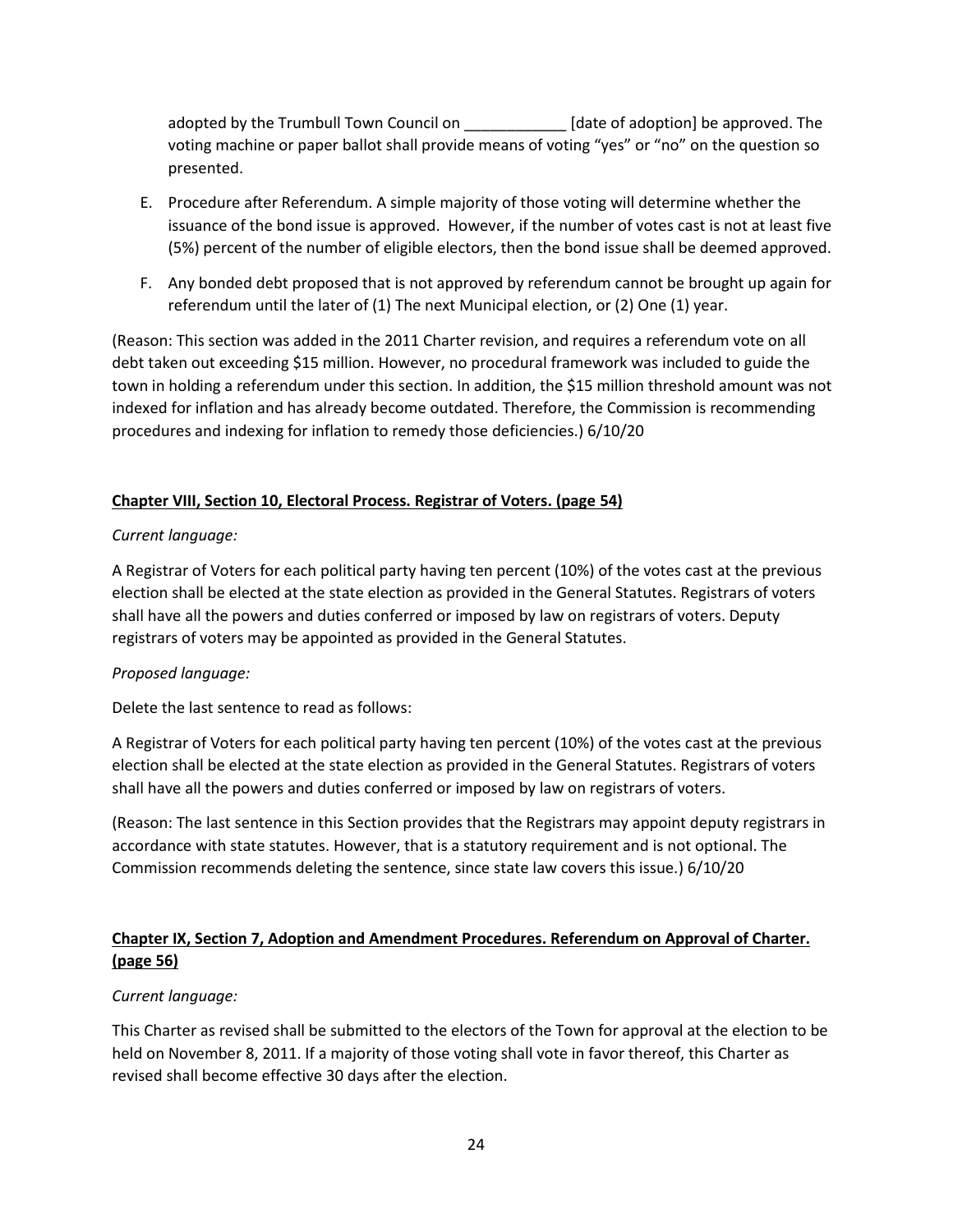adopted by the Trumbull Town Council on ____________ [date of adoption] be approved. The voting machine or paper ballot shall provide means of voting "yes" or "no" on the question so presented.

E. Procedure after Referendum. A simple majority of those voting will determine whether the issuance of the bond issue is approved. However, if the number of votes cast is not at least five (5%) percent of the number of eligible electors, then the bond issue shall be deemed approved.

F. Any bonded debt proposed that is not approved by referendum cannot be brought up again for referendum until the later of (1) The next Municipal election, or (2) One (1) year.

(Reason: This section was added in the 2011 Charter revision, and requires a referendum vote on all debt taken out exceeding $15 million. However, no procedural framework was included to guide the town in holding a referendum under this section. In addition, the $15 million threshold amount was not indexed for inflation and has already become outdated. Therefore, the Commission is recommending procedures and indexing for inflation to remedy those deficiencies.) 6/10/20

**Chapter VIII, Section 10, Electoral Process. Registrar of Voters. (page 54)**

*Current language:*

A Registrar of Voters for each political party having ten percent (10%) of the votes cast at the previous election shall be elected at the state election as provided in the General Statutes. Registrars of voters shall have all the powers and duties conferred or imposed by law on registrars of voters. Deputy registrars of voters may be appointed as provided in the General Statutes.

*Proposed language:*

Delete the last sentence to read as follows:

A Registrar of Voters for each political party having ten percent (10%) of the votes cast at the previous election shall be elected at the state election as provided in the General Statutes. Registrars of voters shall have all the powers and duties conferred or imposed by law on registrars of voters.

(Reason: The last sentence in this Section provides that the Registrars may appoint deputy registrars in accordance with state statutes. However, that is a statutory requirement and is not optional. The Commission recommends deleting the sentence, since state law covers this issue.) 6/10/20

**Chapter IX, Section 7, Adoption and Amendment Procedures. Referendum on Approval of Charter. (page 56)**

*Current language:*

This Charter as revised shall be submitted to the electors of the Town for approval at the election to be held on November 8, 2011. If a majority of those voting shall vote in favor thereof, this Charter as revised shall become effective 30 days after the election.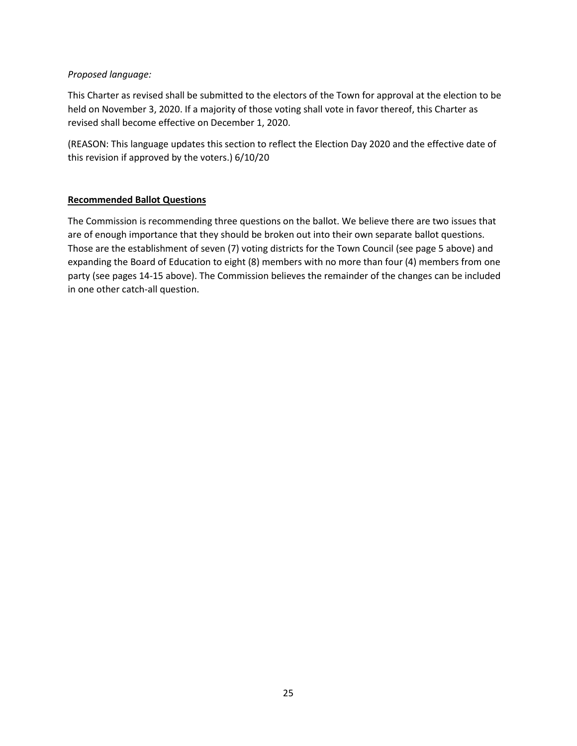*Proposed language:*

This Charter as revised shall be submitted to the electors of the Town for approval at the election to be held on November 3, 2020. If a majority of those voting shall vote in favor thereof, this Charter as revised shall become effective on December 1, 2020.

(REASON: This language updates this section to reflect the Election Day 2020 and the effective date of this revision if approved by the voters.) 6/10/20

**Recommended Ballot Questions**

The Commission is recommending three questions on the ballot. We believe there are two issues that are of enough importance that they should be broken out into their own separate ballot questions. Those are the establishment of seven (7) voting districts for the Town Council (see page 5 above) and expanding the Board of Education to eight (8) members with no more than four (4) members from one party (see pages 14-15 above). The Commission believes the remainder of the changes can be included in one other catch-all question.